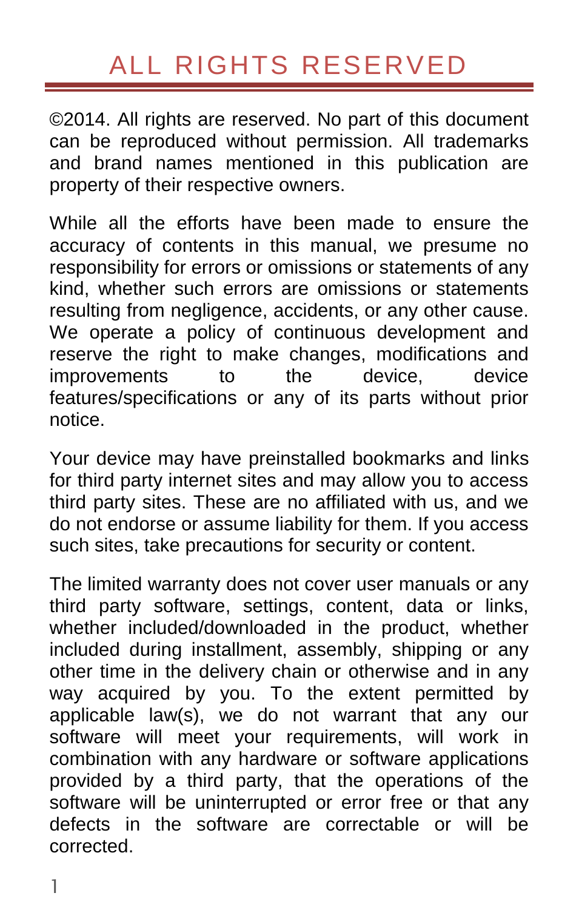# ALL RIGHTS RESERVED

©2014. All rights are reserved. No part of this document can be reproduced without permission. All trademarks and brand names mentioned in this publication are property of their respective owners.

While all the efforts have been made to ensure the accuracy of contents in this manual, we presume no responsibility for errors or omissions or statements of any kind, whether such errors are omissions or statements resulting from negligence, accidents, or any other cause. We operate a policy of continuous development and reserve the right to make changes, modifications and improvements to the device, device features/specifications or any of its parts without prior notice.

Your device may have preinstalled bookmarks and links for third party internet sites and may allow you to access third party sites. These are no affiliated with us, and we do not endorse or assume liability for them. If you access such sites, take precautions for security or content.

The limited warranty does not cover user manuals or any third party software, settings, content, data or links, whether included/downloaded in the product, whether included during installment, assembly, shipping or any other time in the delivery chain or otherwise and in any way acquired by you. To the extent permitted by applicable law(s), we do not warrant that any our software will meet your requirements, will work in combination with any hardware or software applications provided by a third party, that the operations of the software will be uninterrupted or error free or that any defects in the software are correctable or will be corrected.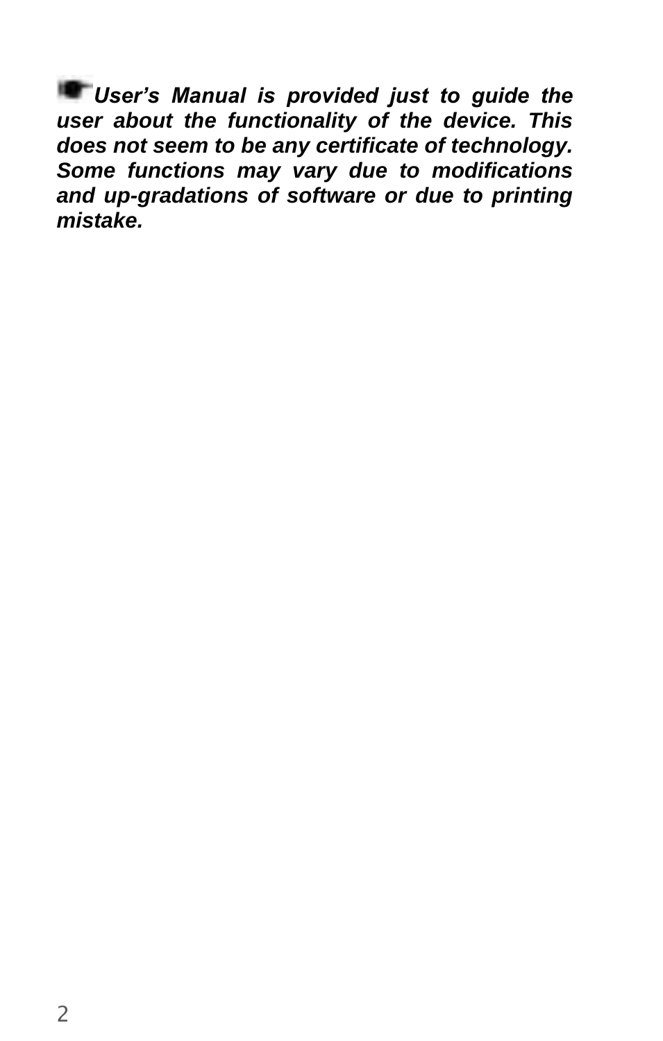☛ ***User's Manual is provided just to guide the user about the functionality of the device. This does not seem to be any certificate of technology. Some functions may vary due to modifications and up-gradations of software or due to printing mistake.***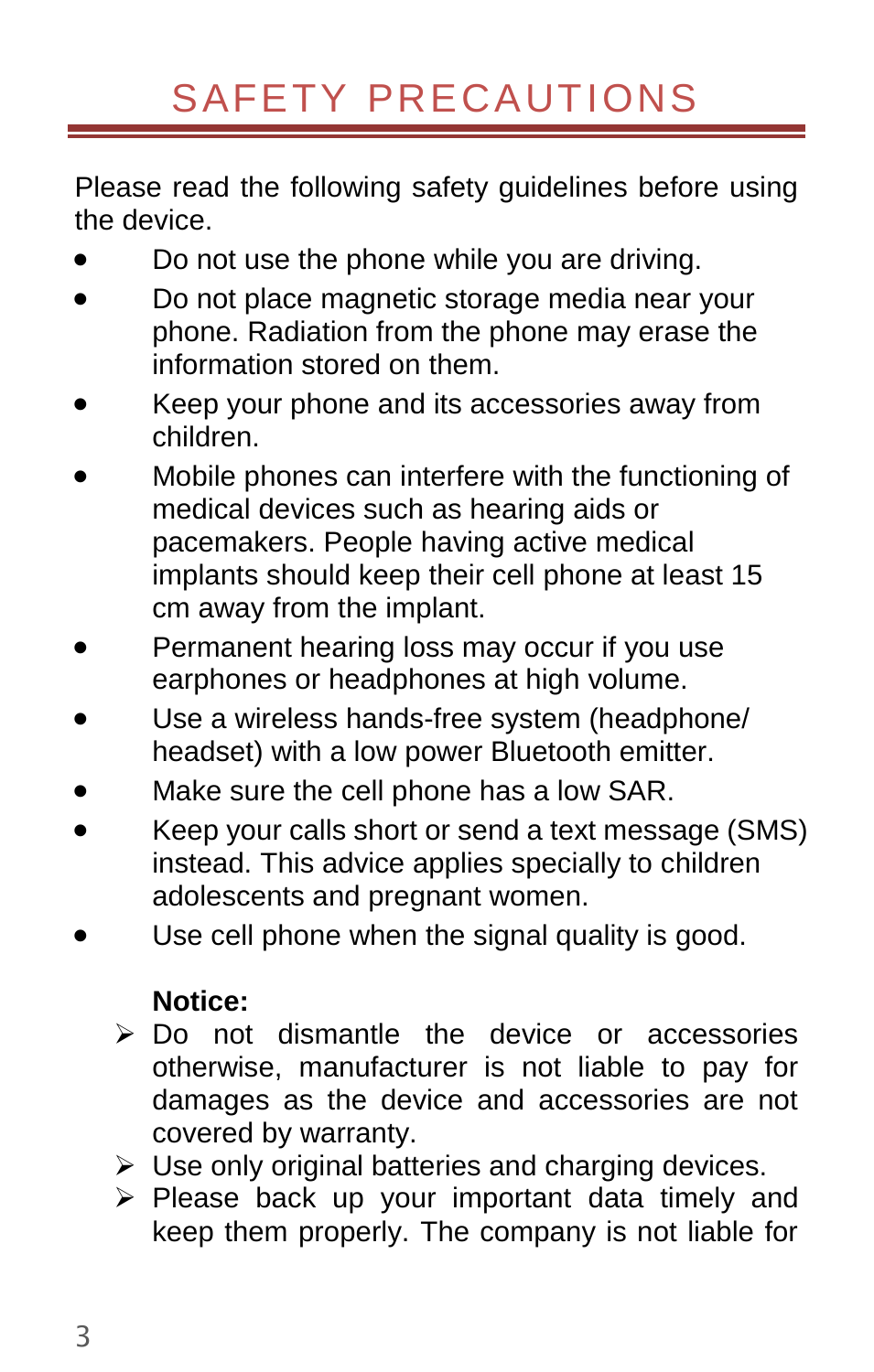# SAFETY PRECAUTIONS

Please read the following safety guidelines before using the device.

- Do not use the phone while you are driving.
- Do not place magnetic storage media near your phone. Radiation from the phone may erase the information stored on them.
- Keep your phone and its accessories away from children.
- Mobile phones can interfere with the functioning of medical devices such as hearing aids or pacemakers. People having active medical implants should keep their cell phone at least 15 cm away from the implant.
- Permanent hearing loss may occur if you use earphones or headphones at high volume.
- Use a wireless hands-free system (headphone/ headset) with a low power Bluetooth emitter.
- Make sure the cell phone has a low SAR.
- Keep your calls short or send a text message (SMS) instead. This advice applies specially to children adolescents and pregnant women.
- Use cell phone when the signal quality is good.

**Notice:**

- Do not dismantle the device or accessories otherwise, manufacturer is not liable to pay for damages as the device and accessories are not covered by warranty.
- Use only original batteries and charging devices.
- Please back up your important data timely and keep them properly. The company is not liable for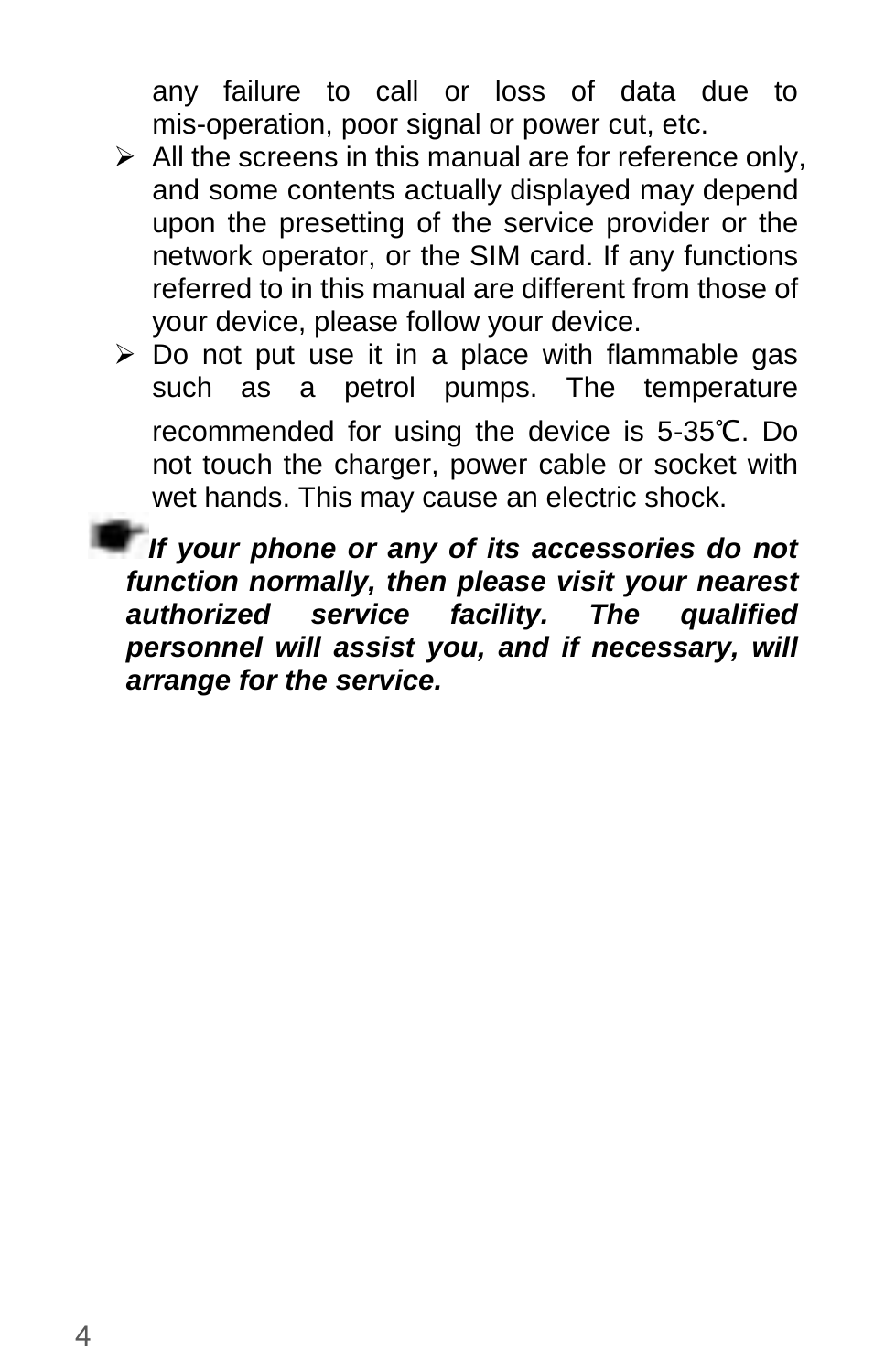any failure to call or loss of data due to mis-operation, poor signal or power cut, etc.

- All the screens in this manual are for reference only, and some contents actually displayed may depend upon the presetting of the service provider or the network operator, or the SIM card. If any functions referred to in this manual are different from those of your device, please follow your device.
- Do not put use it in a place with flammable gas such as a petrol pumps. The temperature recommended for using the device is 5-35℃. Do not touch the charger, power cable or socket with wet hands. This may cause an electric shock.

***If your phone or any of its accessories do not function normally, then please visit your nearest authorized service facility. The qualified personnel will assist you, and if necessary, will arrange for the service.***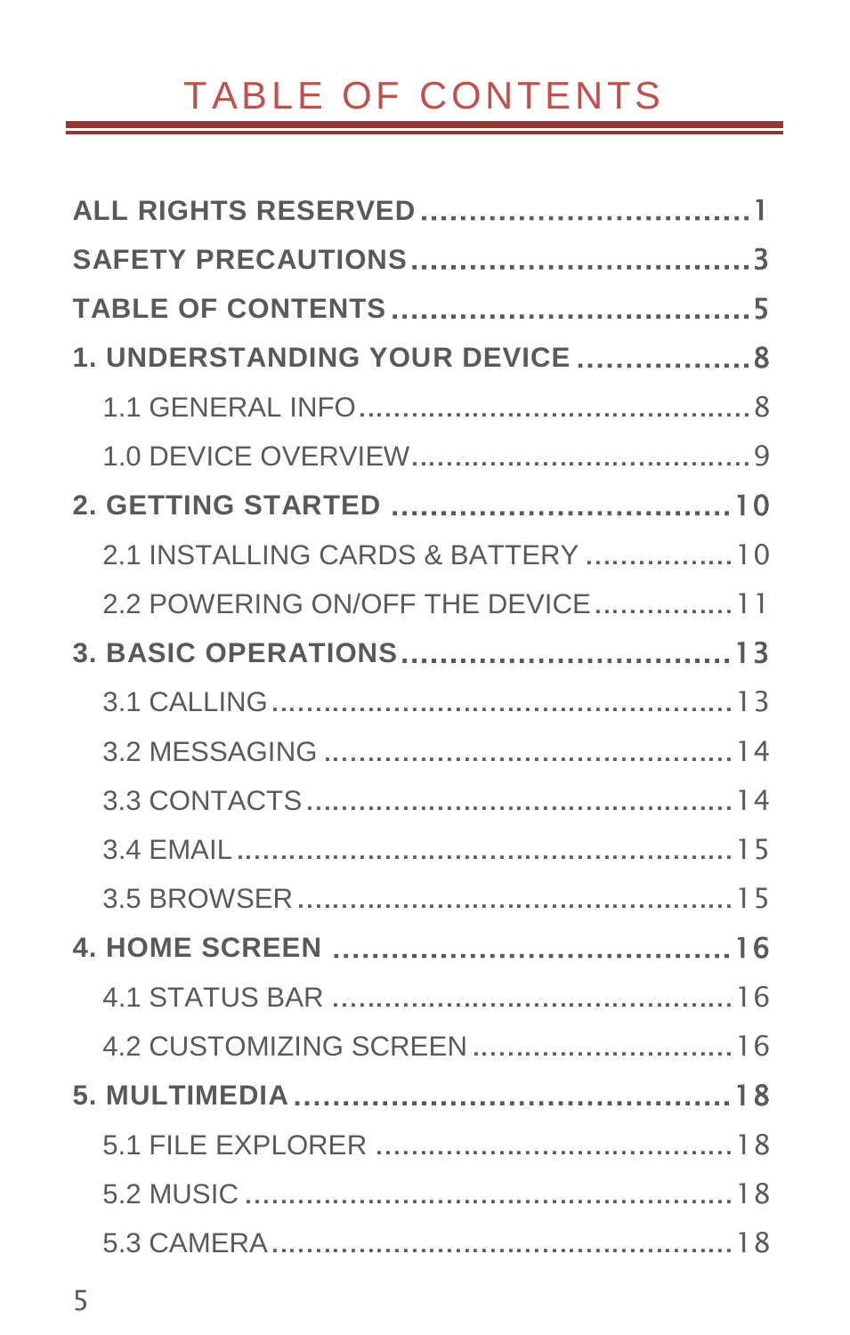# TABLE OF CONTENTS

**ALL RIGHTS RESERVED** .................................. 1

**SAFETY PRECAUTIONS** .................................. 3

**TABLE OF CONTENTS** .................................... 5

**1. UNDERSTANDING YOUR DEVICE** .................. 8

- 1.1 GENERAL INFO ............................................ 8
- 1.0 DEVICE OVERVIEW ....................................... 9

**2. GETTING STARTED** .................................... 10

- 2.1 INSTALLING CARDS & BATTERY ................. 10
- 2.2 POWERING ON/OFF THE DEVICE ................ 11

**3. BASIC OPERATIONS** .................................. 13

- 3.1 CALLING .................................................... 13
- 3.2 MESSAGING ............................................... 14
- 3.3 CONTACTS ................................................. 14
- 3.4 EMAIL ........................................................ 15
- 3.5 BROWSER .................................................. 15

**4. HOME SCREEN** ......................................... 16

- 4.1 STATUS BAR .............................................. 16
- 4.2 CUSTOMIZING SCREEN ............................... 16

**5. MULTIMEDIA** ............................................. 18

- 5.1 FILE EXPLORER .......................................... 18
- 5.2 MUSIC ........................................................ 18
- 5.3 CAMERA ..................................................... 18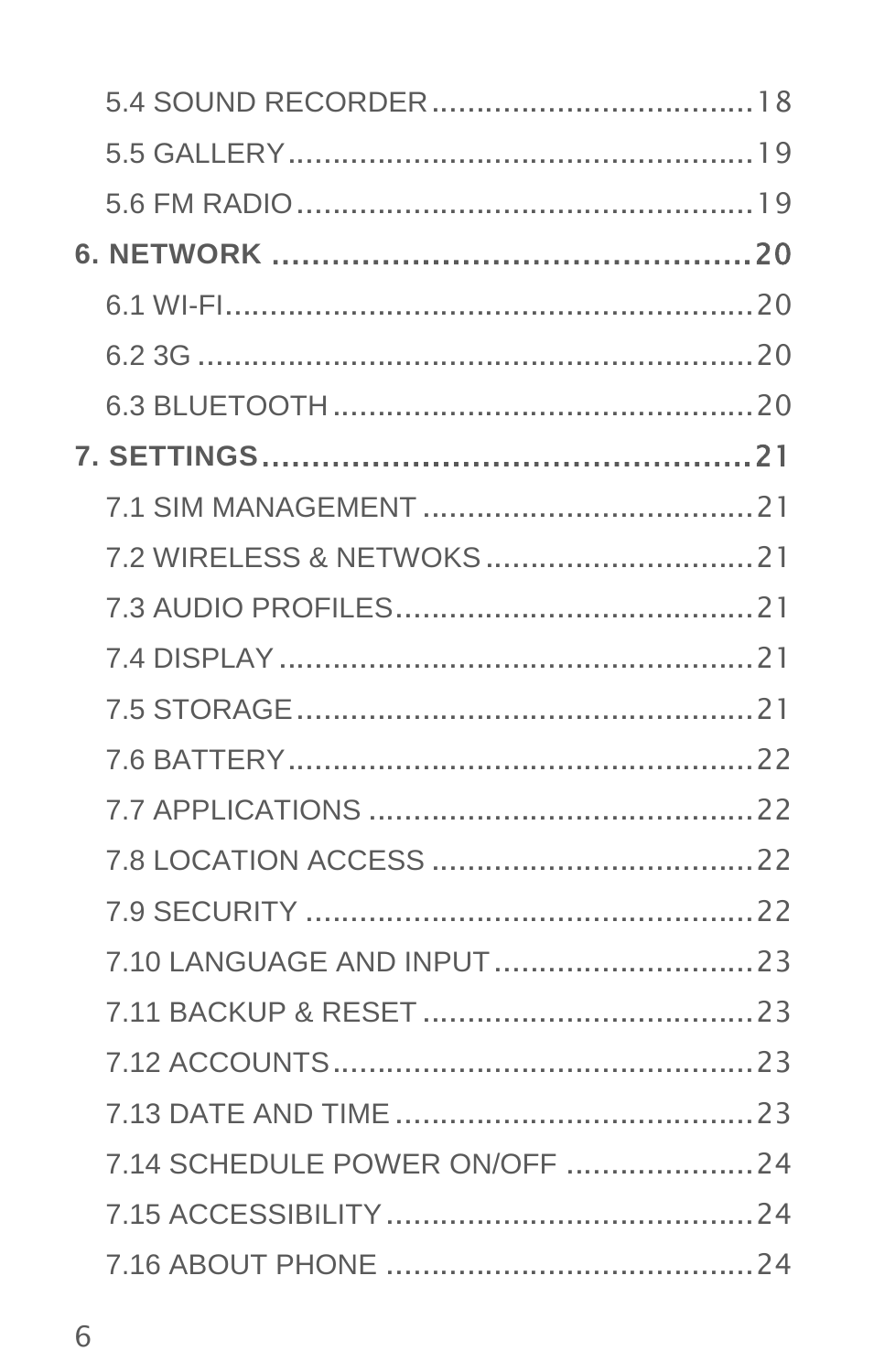5.4 SOUND RECORDER .................................... 18

5.5 GALLERY .................................................. 19

5.6 FM RADIO ................................................. 19

**6. NETWORK ................................................ 20**

6.1 WI-FI ........................................................ 20

6.2 3G ............................................................ 20

6.3 BLUETOOTH ............................................. 20

**7. SETTINGS ................................................. 21**

7.1 SIM MANAGEMENT .................................. 21

7.2 WIRELESS & NETWOKS ........................... 21

7.3 AUDIO PROFILES ..................................... 21

7.4 DISPLAY ................................................... 21

7.5 STORAGE ................................................. 21

7.6 BATTERY .................................................. 22

7.7 APPLICATIONS ........................................ 22

7.8 LOCATION ACCESS ................................. 22

7.9 SECURITY ................................................ 22

7.10 LANGUAGE AND INPUT .......................... 23

7.11 BACKUP & RESET ................................... 23

7.12 ACCOUNTS ............................................. 23

7.13 DATE AND TIME ...................................... 23

7.14 SCHEDULE POWER ON/OFF .................... 24

7.15 ACCESSIBILITY ....................................... 24

7.16 ABOUT PHONE ........................................ 24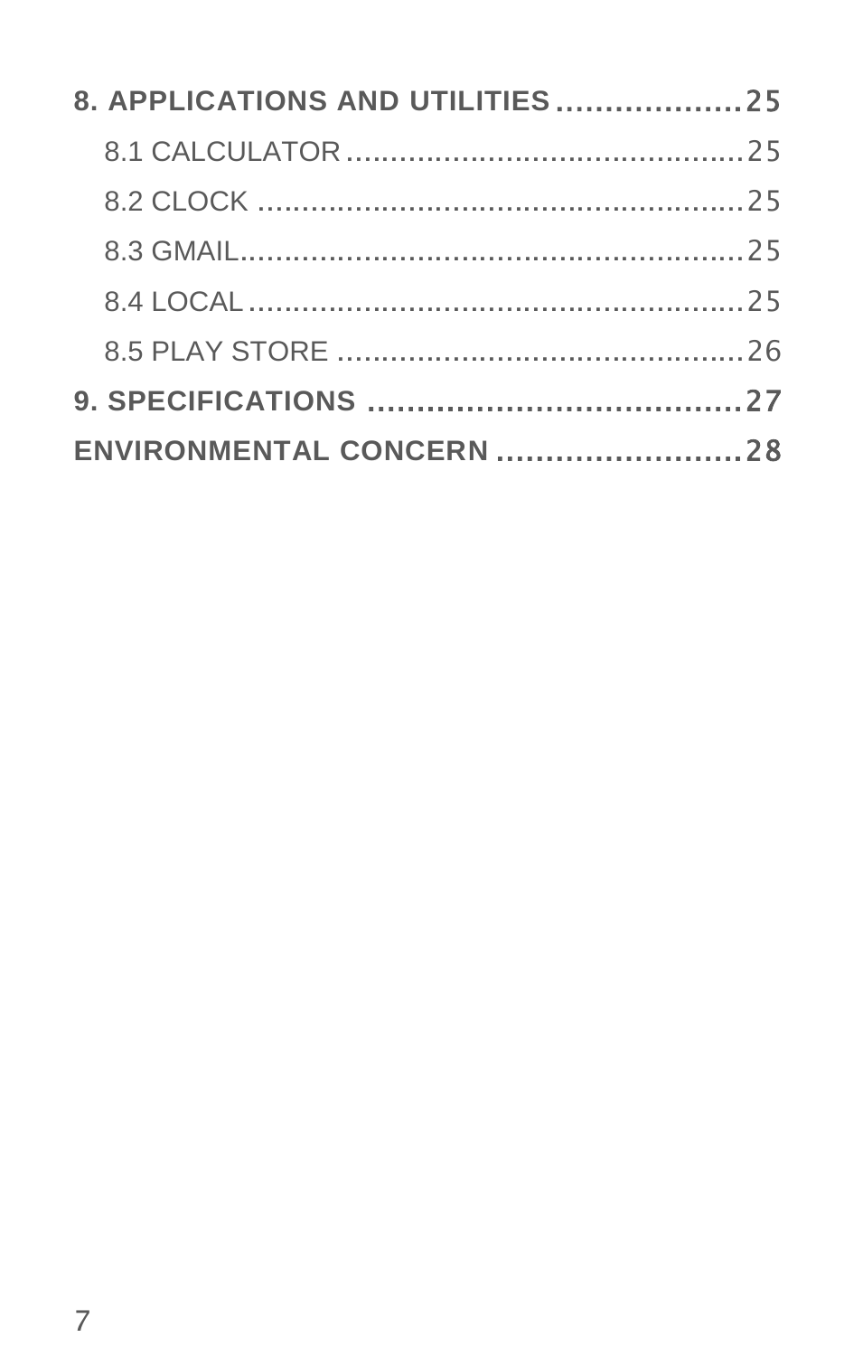**8. APPLICATIONS AND UTILITIES .................. 25**

8.1 CALCULATOR ............................................ 25

8.2 CLOCK ...................................................... 25

8.3 GMAIL........................................................ 25

8.4 LOCAL ....................................................... 25

8.5 PLAY STORE ............................................. 26

**9. SPECIFICATIONS ...................................... 27**

**ENVIRONMENTAL CONCERN ......................... 28**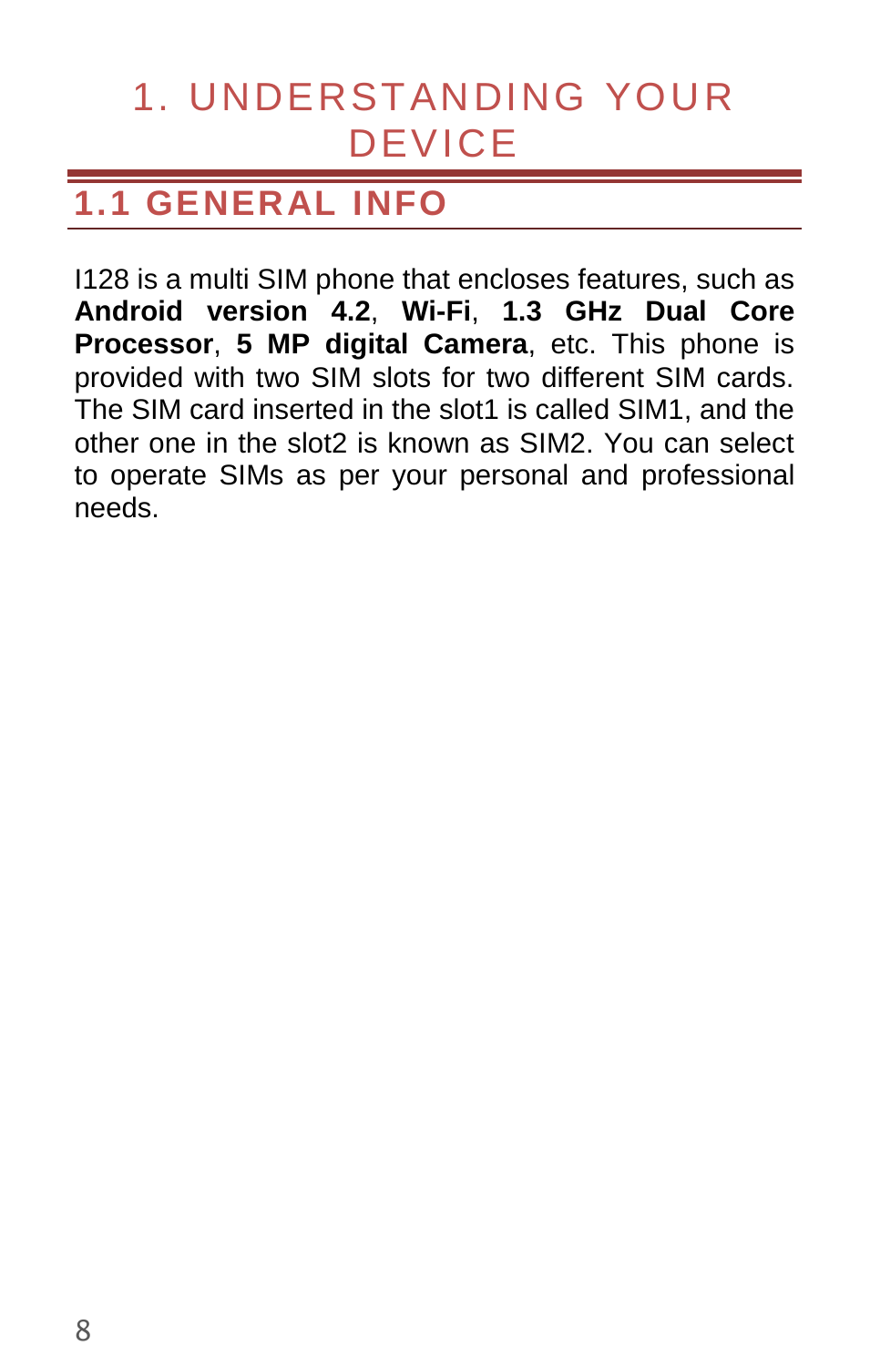# 1. UNDERSTANDING YOUR DEVICE

## 1.1 GENERAL INFO

I128 is a multi SIM phone that encloses features, such as **Android version 4.2**, **Wi-Fi**, **1.3 GHz Dual Core Processor**, **5 MP digital Camera**, etc. This phone is provided with two SIM slots for two different SIM cards. The SIM card inserted in the slot1 is called SIM1, and the other one in the slot2 is known as SIM2. You can select to operate SIMs as per your personal and professional needs.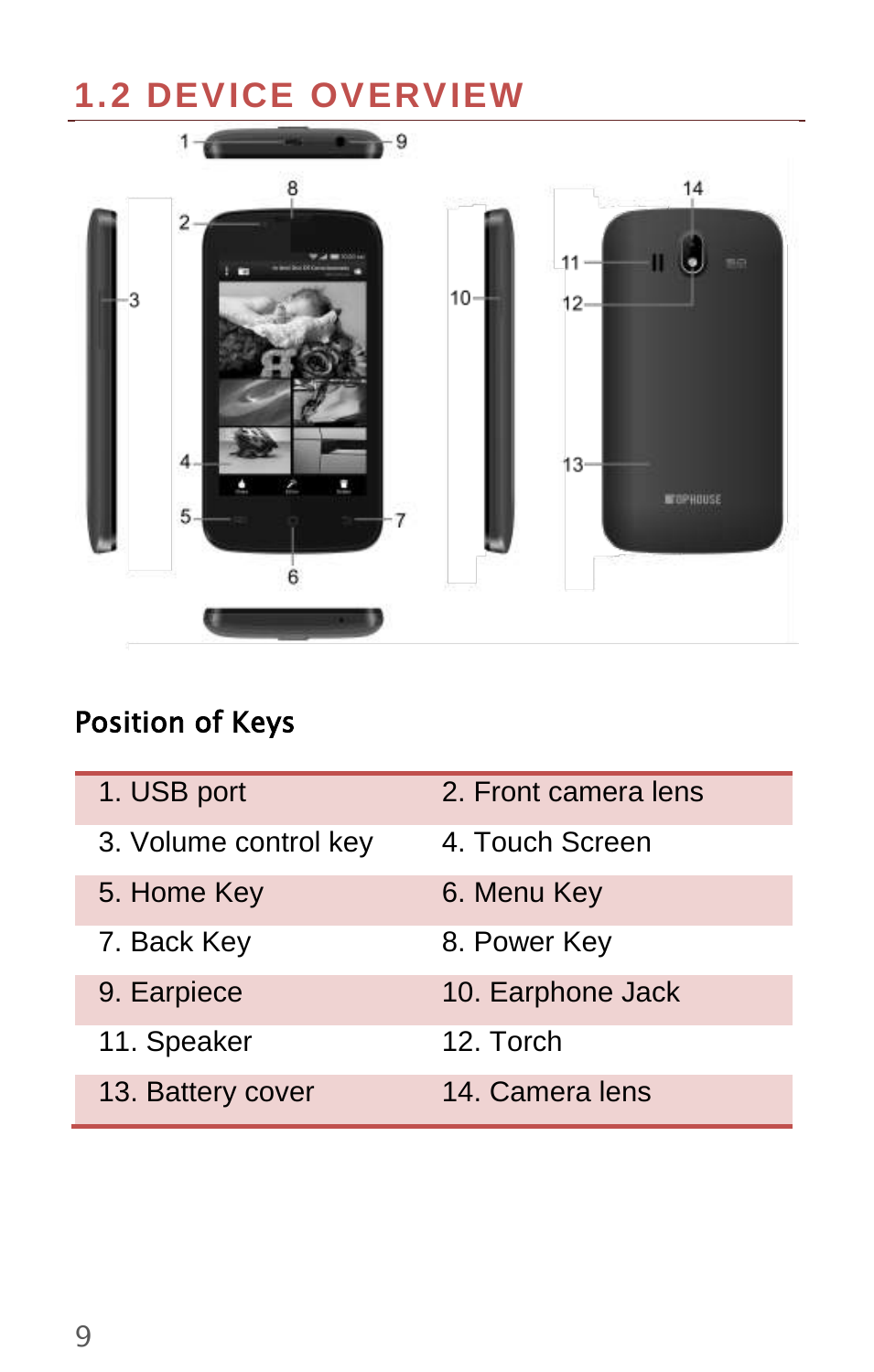## 1.2 DEVICE OVERVIEW

### Position of Keys

| | |
|---|---|
| 1. USB port | 2. Front camera lens |
| 3. Volume control key | 4. Touch Screen |
| 5. Home Key | 6. Menu Key |
| 7. Back Key | 8. Power Key |
| 9. Earpiece | 10. Earphone Jack |
| 11. Speaker | 12. Torch |
| 13. Battery cover | 14. Camera lens |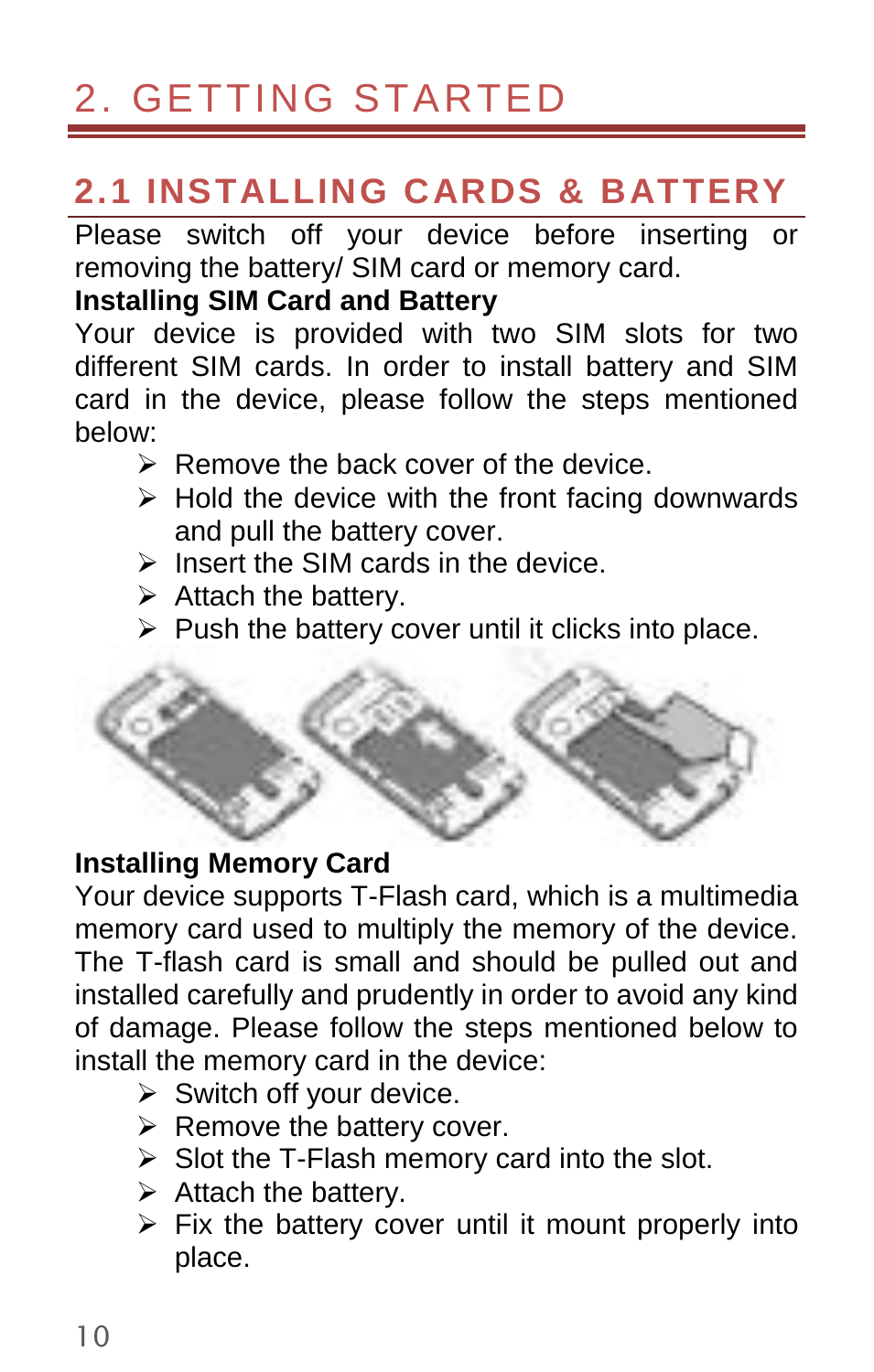# 2. GETTING STARTED

## 2.1 INSTALLING CARDS & BATTERY

Please switch off your device before inserting or removing the battery/ SIM card or memory card.

**Installing SIM Card and Battery**

Your device is provided with two SIM slots for two different SIM cards. In order to install battery and SIM card in the device, please follow the steps mentioned below:

- Remove the back cover of the device.
- Hold the device with the front facing downwards and pull the battery cover.
- Insert the SIM cards in the device.
- Attach the battery.
- Push the battery cover until it clicks into place.

**Installing Memory Card**

Your device supports T-Flash card, which is a multimedia memory card used to multiply the memory of the device. The T-flash card is small and should be pulled out and installed carefully and prudently in order to avoid any kind of damage. Please follow the steps mentioned below to install the memory card in the device:

- Switch off your device.
- Remove the battery cover.
- Slot the T-Flash memory card into the slot.
- Attach the battery.
- Fix the battery cover until it mount properly into place.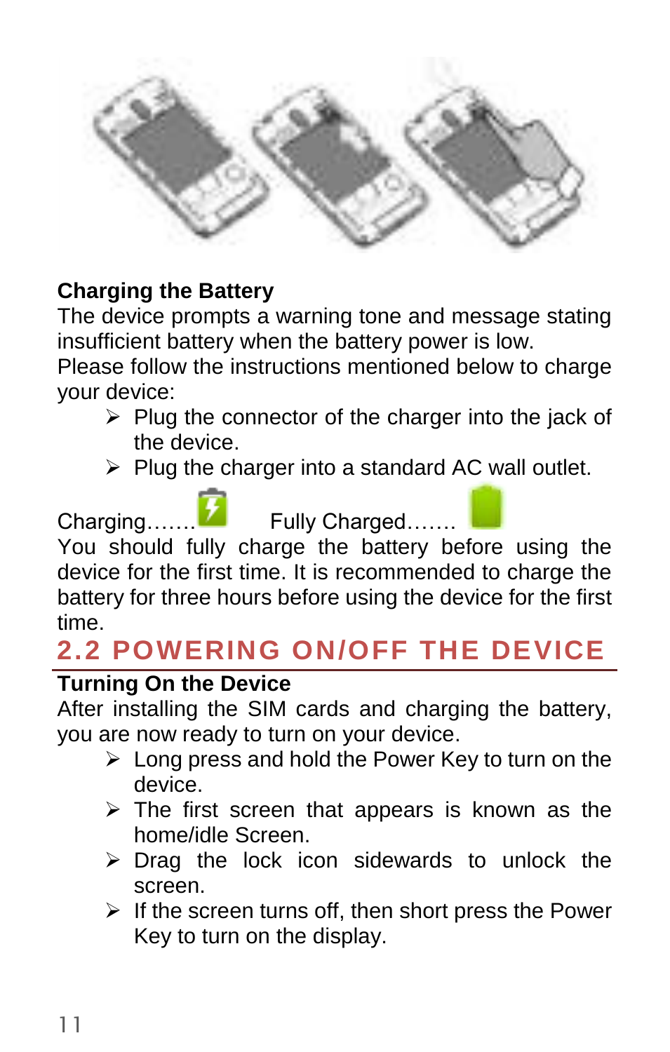### Charging the Battery

The device prompts a warning tone and message stating insufficient battery when the battery power is low.
Please follow the instructions mentioned below to charge your device:

- Plug the connector of the charger into the jack of the device.
- Plug the charger into a standard AC wall outlet.

Charging……. Fully Charged…….

You should fully charge the battery before using the device for the first time. It is recommended to charge the battery for three hours before using the device for the first time.

## 2.2 POWERING ON/OFF THE DEVICE

### Turning On the Device

After installing the SIM cards and charging the battery, you are now ready to turn on your device.

- Long press and hold the Power Key to turn on the device.
- The first screen that appears is known as the home/idle Screen.
- Drag the lock icon sidewards to unlock the screen.
- If the screen turns off, then short press the Power Key to turn on the display.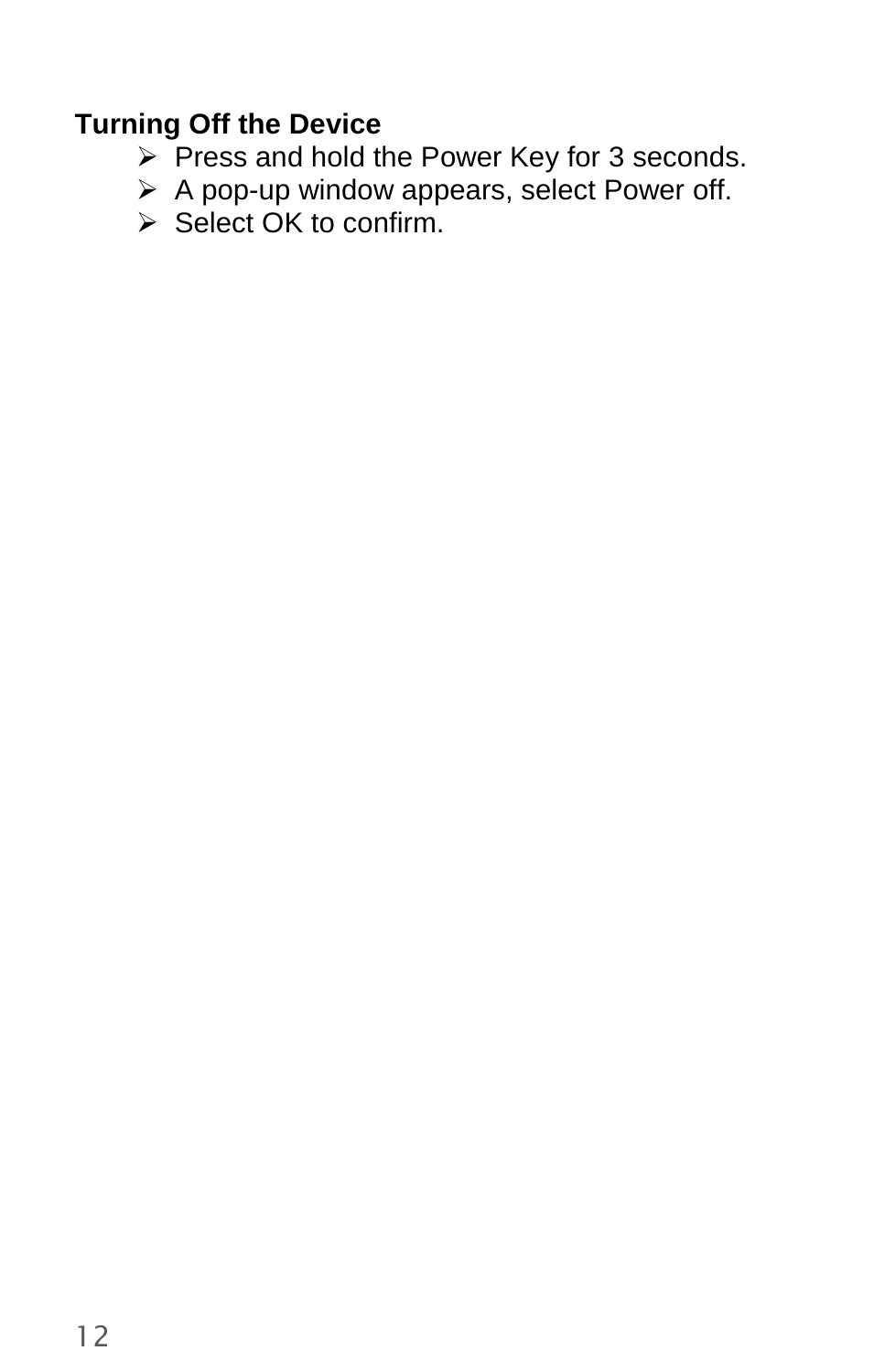**Turning Off the Device**

- Press and hold the Power Key for 3 seconds.
- A pop-up window appears, select Power off.
- Select OK to confirm.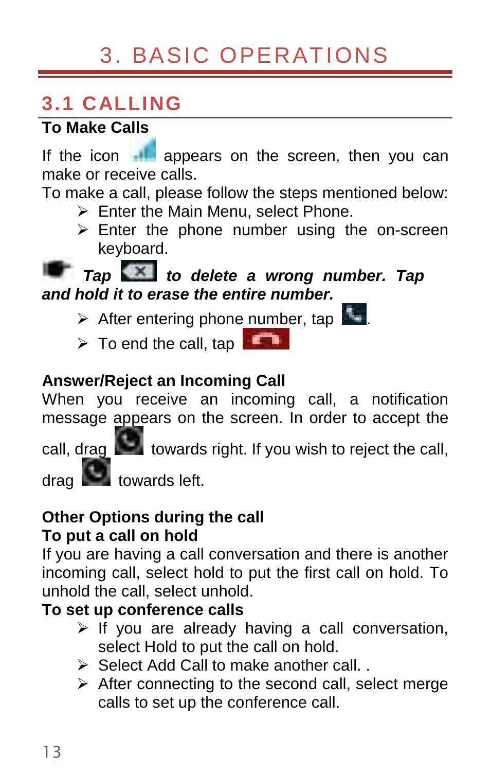# 3. BASIC OPERATIONS

## 3.1 CALLING

**To Make Calls**

If the icon appears on the screen, then you can make or receive calls.

To make a call, please follow the steps mentioned below:

- Enter the Main Menu, select Phone.
- Enter the phone number using the on-screen keyboard.

***Tap  to delete a wrong number. Tap and hold it to erase the entire number.***

- After entering phone number, tap .
- To end the call, tap

**Answer/Reject an Incoming Call**

When you receive an incoming call, a notification message appears on the screen. In order to accept the call, drag  towards right. If you wish to reject the call, drag  towards left.

**Other Options during the call**

**To put a call on hold**

If you are having a call conversation and there is another incoming call, select hold to put the first call on hold. To unhold the call, select unhold.

**To set up conference calls**

- If you are already having a call conversation, select Hold to put the call on hold.
- Select Add Call to make another call. .
- After connecting to the second call, select merge calls to set up the conference call.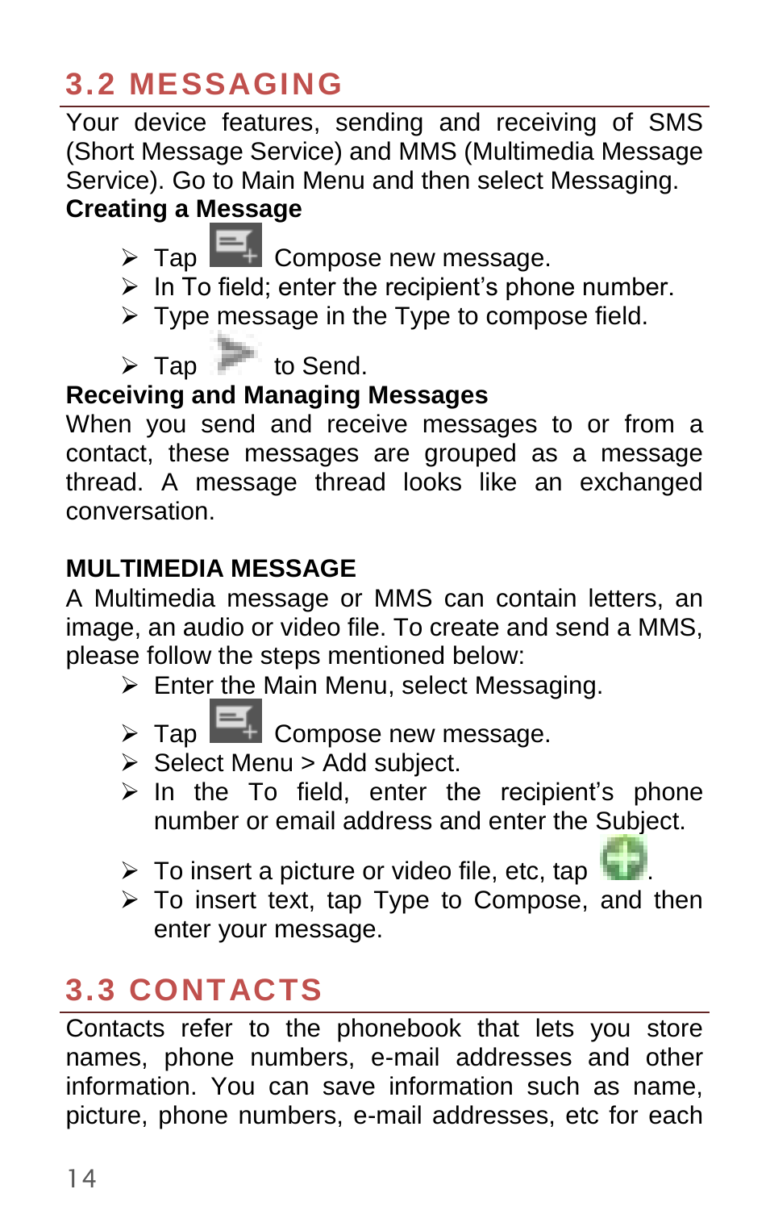## 3.2 MESSAGING

Your device features, sending and receiving of SMS (Short Message Service) and MMS (Multimedia Message Service). Go to Main Menu and then select Messaging.

**Creating a Message**

- Tap Compose new message.
- In To field; enter the recipient's phone number.
- Type message in the Type to compose field.
- Tap to Send.

**Receiving and Managing Messages**

When you send and receive messages to or from a contact, these messages are grouped as a message thread. A message thread looks like an exchanged conversation.

**MULTIMEDIA MESSAGE**

A Multimedia message or MMS can contain letters, an image, an audio or video file. To create and send a MMS, please follow the steps mentioned below:

- Enter the Main Menu, select Messaging.
- Tap Compose new message.
- Select Menu > Add subject.
- In the To field, enter the recipient's phone number or email address and enter the Subject.
- To insert a picture or video file, etc, tap .
- To insert text, tap Type to Compose, and then enter your message.

## 3.3 CONTACTS

Contacts refer to the phonebook that lets you store names, phone numbers, e-mail addresses and other information. You can save information such as name, picture, phone numbers, e-mail addresses, etc for each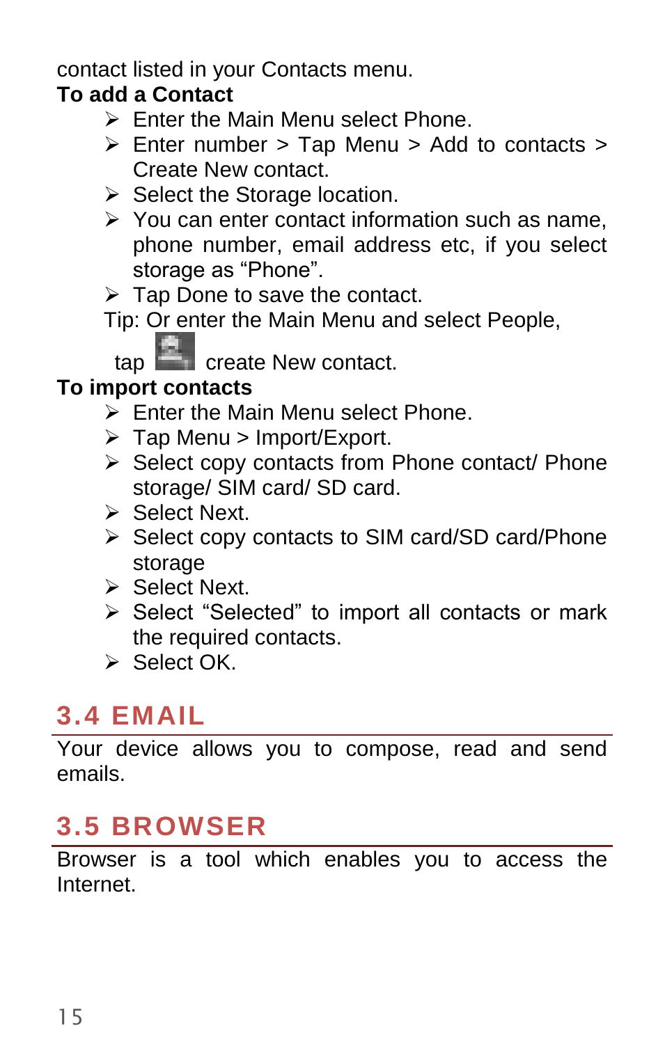contact listed in your Contacts menu.

**To add a Contact**

- Enter the Main Menu select Phone.
- Enter number > Tap Menu > Add to contacts > Create New contact.
- Select the Storage location.
- You can enter contact information such as name, phone number, email address etc, if you select storage as “Phone”.
- Tap Done to save the contact.

Tip: Or enter the Main Menu and select People, tap create New contact.

**To import contacts**

- Enter the Main Menu select Phone.
- Tap Menu > Import/Export.
- Select copy contacts from Phone contact/ Phone storage/ SIM card/ SD card.
- Select Next.
- Select copy contacts to SIM card/SD card/Phone storage
- Select Next.
- Select “Selected” to import all contacts or mark the required contacts.
- Select OK.

## 3.4 EMAIL

Your device allows you to compose, read and send emails.

## 3.5 BROWSER

Browser is a tool which enables you to access the Internet.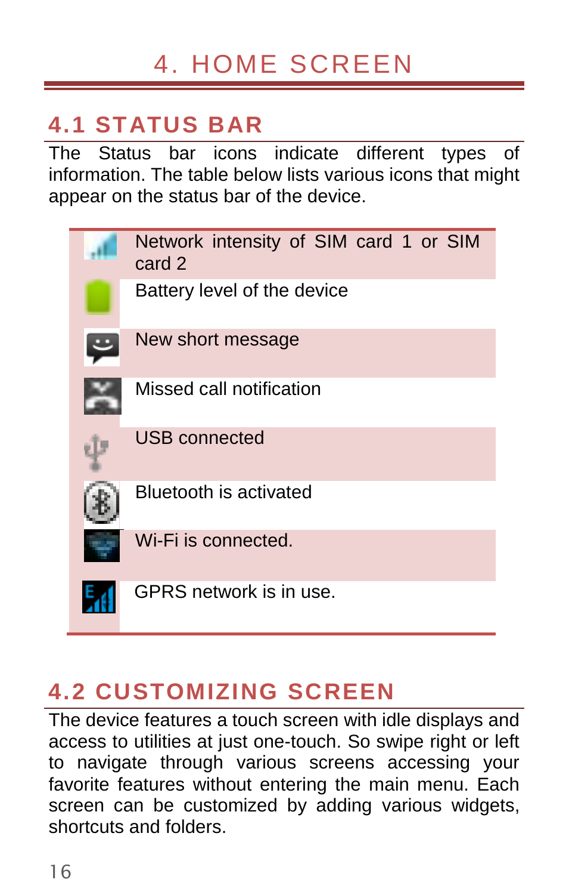# 4. HOME SCREEN

## 4.1 STATUS BAR

The Status bar icons indicate different types of information. The table below lists various icons that might appear on the status bar of the device.

| Icon | Description |
|---|---|
| | Network intensity of SIM card 1 or SIM card 2 |
| | Battery level of the device |
| | New short message |
| | Missed call notification |
| | USB connected |
| | Bluetooth is activated |
| | Wi-Fi is connected. |
| | GPRS network is in use. |

## 4.2 CUSTOMIZING SCREEN

The device features a touch screen with idle displays and access to utilities at just one-touch. So swipe right or left to navigate through various screens accessing your favorite features without entering the main menu. Each screen can be customized by adding various widgets, shortcuts and folders.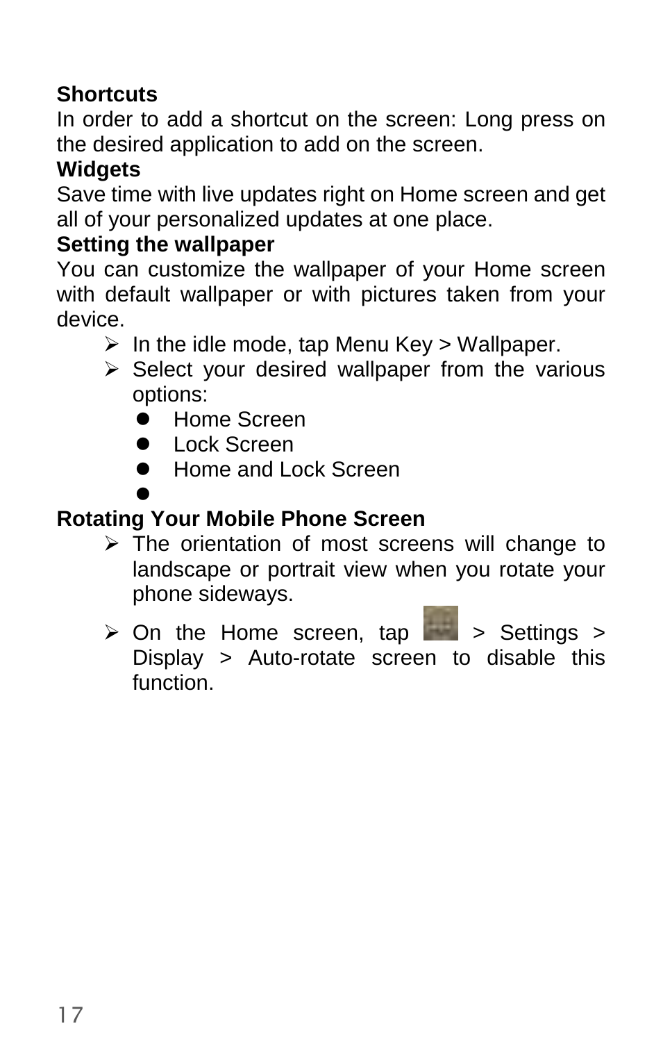**Shortcuts**

In order to add a shortcut on the screen: Long press on the desired application to add on the screen.

**Widgets**

Save time with live updates right on Home screen and get all of your personalized updates at one place.

**Setting the wallpaper**

You can customize the wallpaper of your Home screen with default wallpaper or with pictures taken from your device.

- In the idle mode, tap Menu Key > Wallpaper.
- Select your desired wallpaper from the various options:
  - Home Screen
  - Lock Screen
  - Home and Lock Screen

**Rotating Your Mobile Phone Screen**

- The orientation of most screens will change to landscape or portrait view when you rotate your phone sideways.
- On the Home screen, tap > Settings > Display > Auto-rotate screen to disable this function.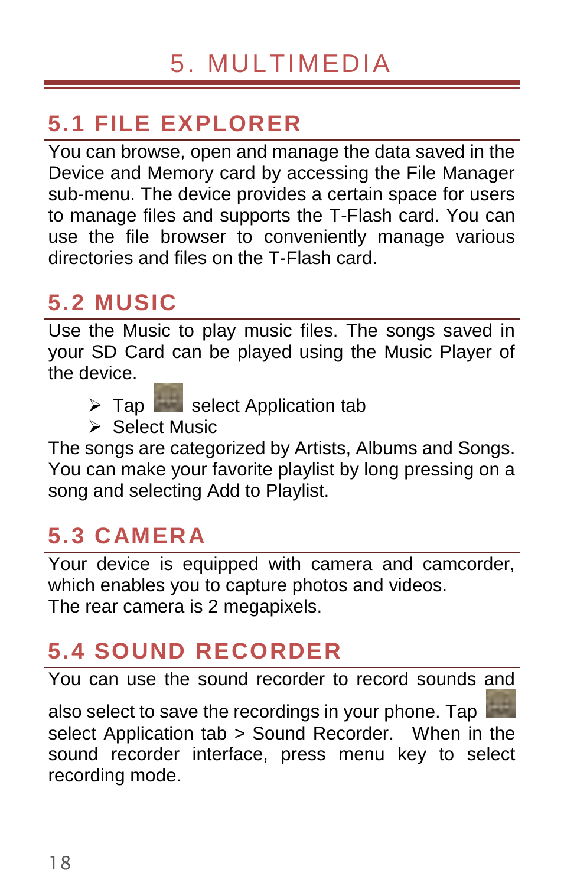# 5. MULTIMEDIA

## 5.1 FILE EXPLORER

You can browse, open and manage the data saved in the Device and Memory card by accessing the File Manager sub-menu. The device provides a certain space for users to manage files and supports the T-Flash card. You can use the file browser to conveniently manage various directories and files on the T-Flash card.

## 5.2 MUSIC

Use the Music to play music files. The songs saved in your SD Card can be played using the Music Player of the device.

- Tap select Application tab
- Select Music

The songs are categorized by Artists, Albums and Songs. You can make your favorite playlist by long pressing on a song and selecting Add to Playlist.

## 5.3 CAMERA

Your device is equipped with camera and camcorder, which enables you to capture photos and videos.
The rear camera is 2 megapixels.

## 5.4 SOUND RECORDER

You can use the sound recorder to record sounds and also select to save the recordings in your phone. Tap select Application tab > Sound Recorder. When in the sound recorder interface, press menu key to select recording mode.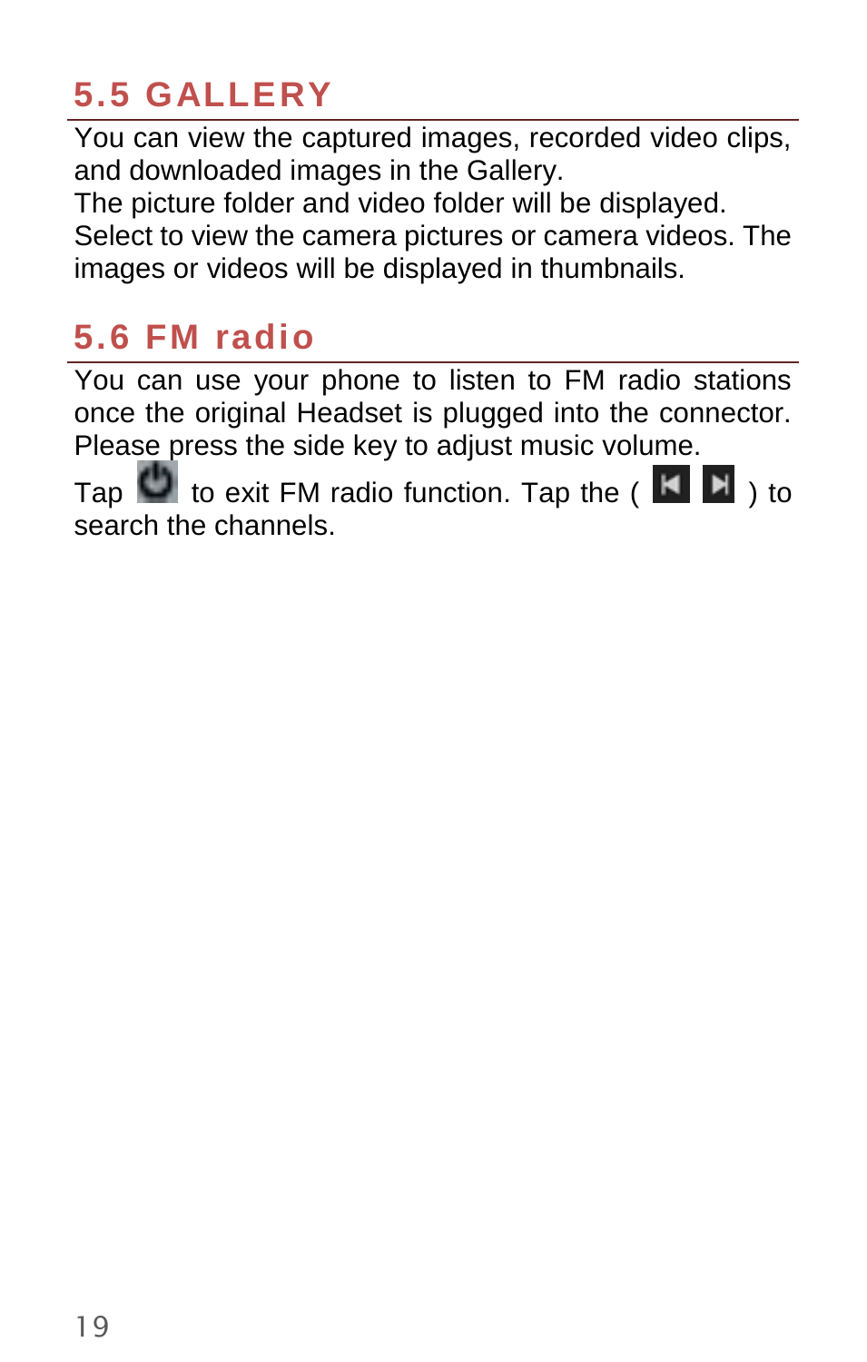## 5.5 GALLERY

You can view the captured images, recorded video clips, and downloaded images in the Gallery.
The picture folder and video folder will be displayed. Select to view the camera pictures or camera videos. The images or videos will be displayed in thumbnails.

## 5.6 FM radio

You can use your phone to listen to FM radio stations once the original Headset is plugged into the connector. Please press the side key to adjust music volume.

Tap  to exit FM radio function. Tap the (  ) to search the channels.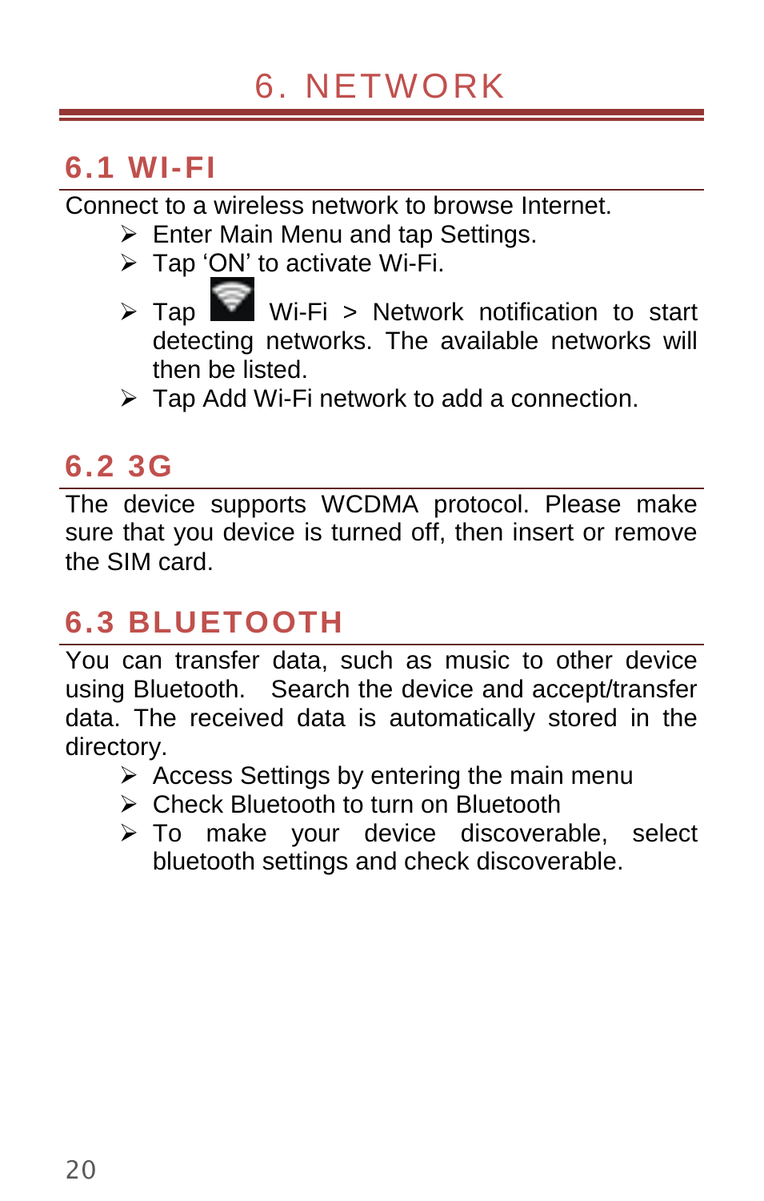# 6. NETWORK

## 6.1 WI-FI

Connect to a wireless network to browse Internet.

- Enter Main Menu and tap Settings.
- Tap 'ON' to activate Wi-Fi.
- Tap Wi-Fi > Network notification to start detecting networks. The available networks will then be listed.
- Tap Add Wi-Fi network to add a connection.

## 6.2 3G

The device supports WCDMA protocol. Please make sure that you device is turned off, then insert or remove the SIM card.

## 6.3 BLUETOOTH

You can transfer data, such as music to other device using Bluetooth. Search the device and accept/transfer data. The received data is automatically stored in the directory.

- Access Settings by entering the main menu
- Check Bluetooth to turn on Bluetooth
- To make your device discoverable, select bluetooth settings and check discoverable.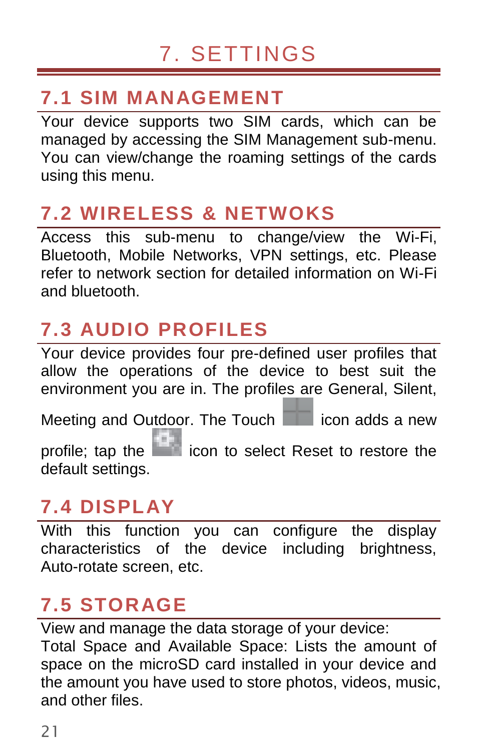# 7. SETTINGS

## 7.1 SIM MANAGEMENT

Your device supports two SIM cards, which can be managed by accessing the SIM Management sub-menu. You can view/change the roaming settings of the cards using this menu.

## 7.2 WIRELESS & NETWOKS

Access this sub-menu to change/view the Wi-Fi, Bluetooth, Mobile Networks, VPN settings, etc. Please refer to network section for detailed information on Wi-Fi and bluetooth.

## 7.3 AUDIO PROFILES

Your device provides four pre-defined user profiles that allow the operations of the device to best suit the environment you are in. The profiles are General, Silent, Meeting and Outdoor. The Touch icon adds a new profile; tap the icon to select Reset to restore the default settings.

## 7.4 DISPLAY

With this function you can configure the display characteristics of the device including brightness, Auto-rotate screen, etc.

## 7.5 STORAGE

View and manage the data storage of your device:

Total Space and Available Space: Lists the amount of space on the microSD card installed in your device and the amount you have used to store photos, videos, music, and other files.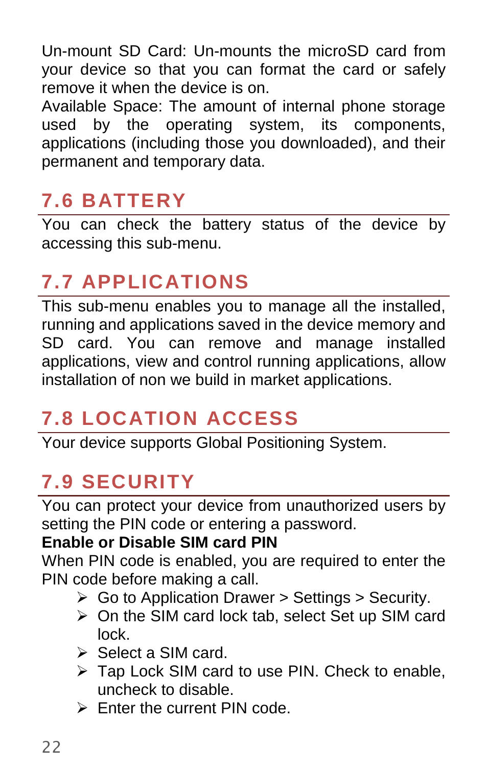Un-mount SD Card: Un-mounts the microSD card from your device so that you can format the card or safely remove it when the device is on.

Available Space: The amount of internal phone storage used by the operating system, its components, applications (including those you downloaded), and their permanent and temporary data.

## 7.6 BATTERY

You can check the battery status of the device by accessing this sub-menu.

## 7.7 APPLICATIONS

This sub-menu enables you to manage all the installed, running and applications saved in the device memory and SD card. You can remove and manage installed applications, view and control running applications, allow installation of non we build in market applications.

## 7.8 LOCATION ACCESS

Your device supports Global Positioning System.

## 7.9 SECURITY

You can protect your device from unauthorized users by setting the PIN code or entering a password.

**Enable or Disable SIM card PIN**

When PIN code is enabled, you are required to enter the PIN code before making a call.

- Go to Application Drawer > Settings > Security.
- On the SIM card lock tab, select Set up SIM card lock.
- Select a SIM card.
- Tap Lock SIM card to use PIN. Check to enable, uncheck to disable.
- Enter the current PIN code.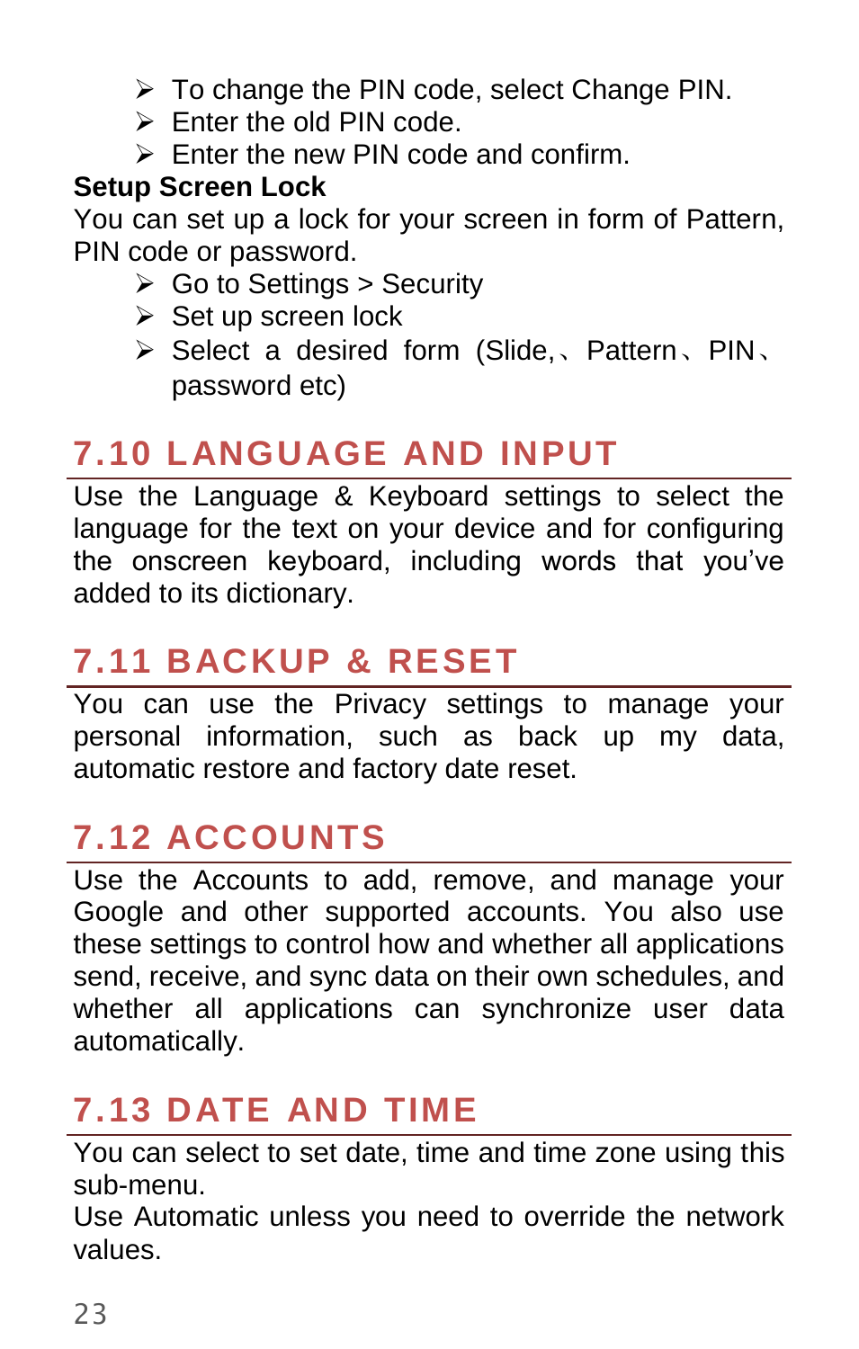- To change the PIN code, select Change PIN.
- Enter the old PIN code.
- Enter the new PIN code and confirm.

**Setup Screen Lock**

You can set up a lock for your screen in form of Pattern, PIN code or password.

- Go to Settings > Security
- Set up screen lock
- Select a desired form (Slide,、Pattern、PIN、password etc)

## 7.10 LANGUAGE AND INPUT

Use the Language & Keyboard settings to select the language for the text on your device and for configuring the onscreen keyboard, including words that you've added to its dictionary.

## 7.11 BACKUP & RESET

You can use the Privacy settings to manage your personal information, such as back up my data, automatic restore and factory date reset.

## 7.12 ACCOUNTS

Use the Accounts to add, remove, and manage your Google and other supported accounts. You also use these settings to control how and whether all applications send, receive, and sync data on their own schedules, and whether all applications can synchronize user data automatically.

## 7.13 DATE AND TIME

You can select to set date, time and time zone using this sub-menu.

Use Automatic unless you need to override the network values.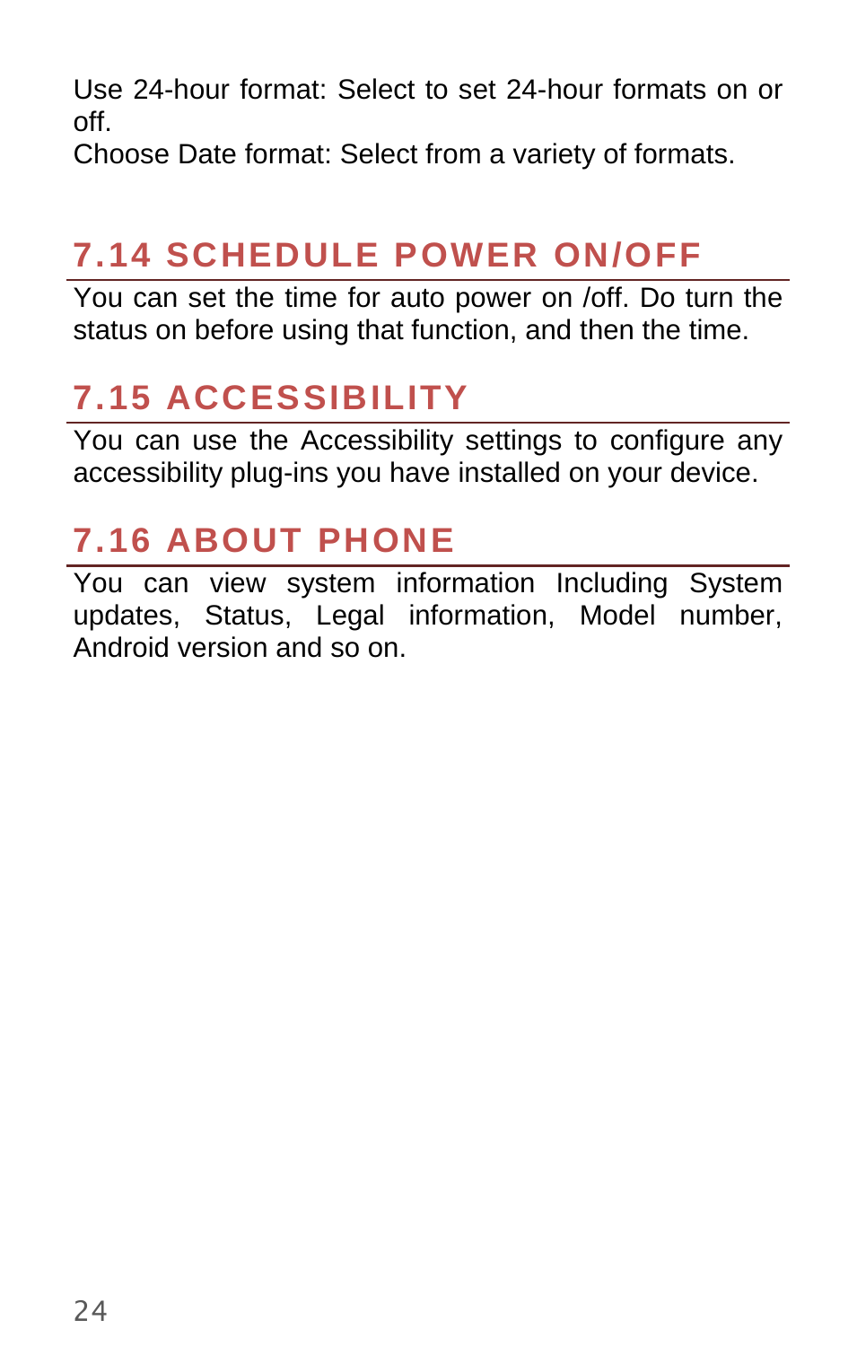Use 24-hour format: Select to set 24-hour formats on or off.
Choose Date format: Select from a variety of formats.

## 7.14 SCHEDULE POWER ON/OFF

You can set the time for auto power on /off. Do turn the status on before using that function, and then the time.

## 7.15 ACCESSIBILITY

You can use the Accessibility settings to configure any accessibility plug-ins you have installed on your device.

## 7.16 ABOUT PHONE

You can view system information Including System updates, Status, Legal information, Model number, Android version and so on.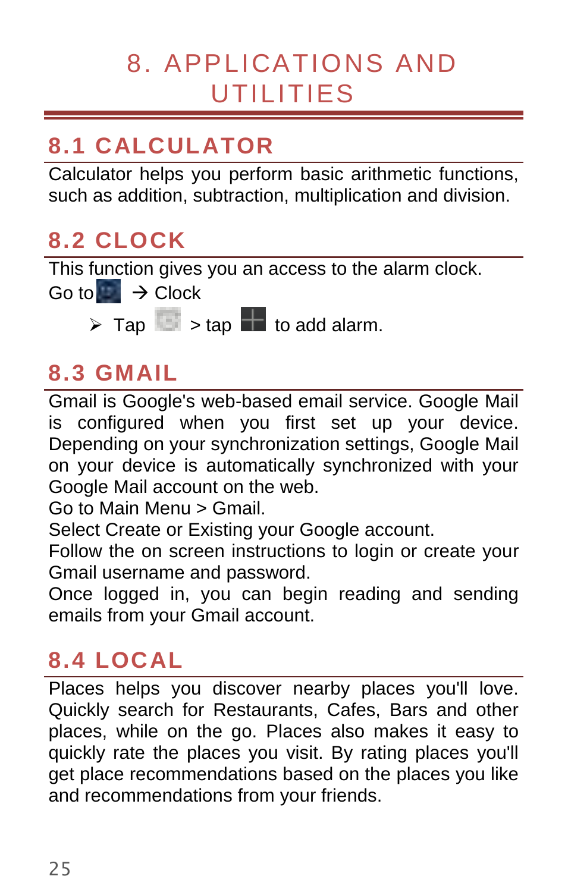# 8. APPLICATIONS AND UTILITIES

## 8.1 CALCULATOR

Calculator helps you perform basic arithmetic functions, such as addition, subtraction, multiplication and division.

## 8.2 CLOCK

This function gives you an access to the alarm clock.
Go to → Clock

- Tap > tap to add alarm.

## 8.3 GMAIL

Gmail is Google's web-based email service. Google Mail is configured when you first set up your device. Depending on your synchronization settings, Google Mail on your device is automatically synchronized with your Google Mail account on the web.
Go to Main Menu > Gmail.
Select Create or Existing your Google account.
Follow the on screen instructions to login or create your Gmail username and password.
Once logged in, you can begin reading and sending emails from your Gmail account.

## 8.4 LOCAL

Places helps you discover nearby places you'll love. Quickly search for Restaurants, Cafes, Bars and other places, while on the go. Places also makes it easy to quickly rate the places you visit. By rating places you'll get place recommendations based on the places you like and recommendations from your friends.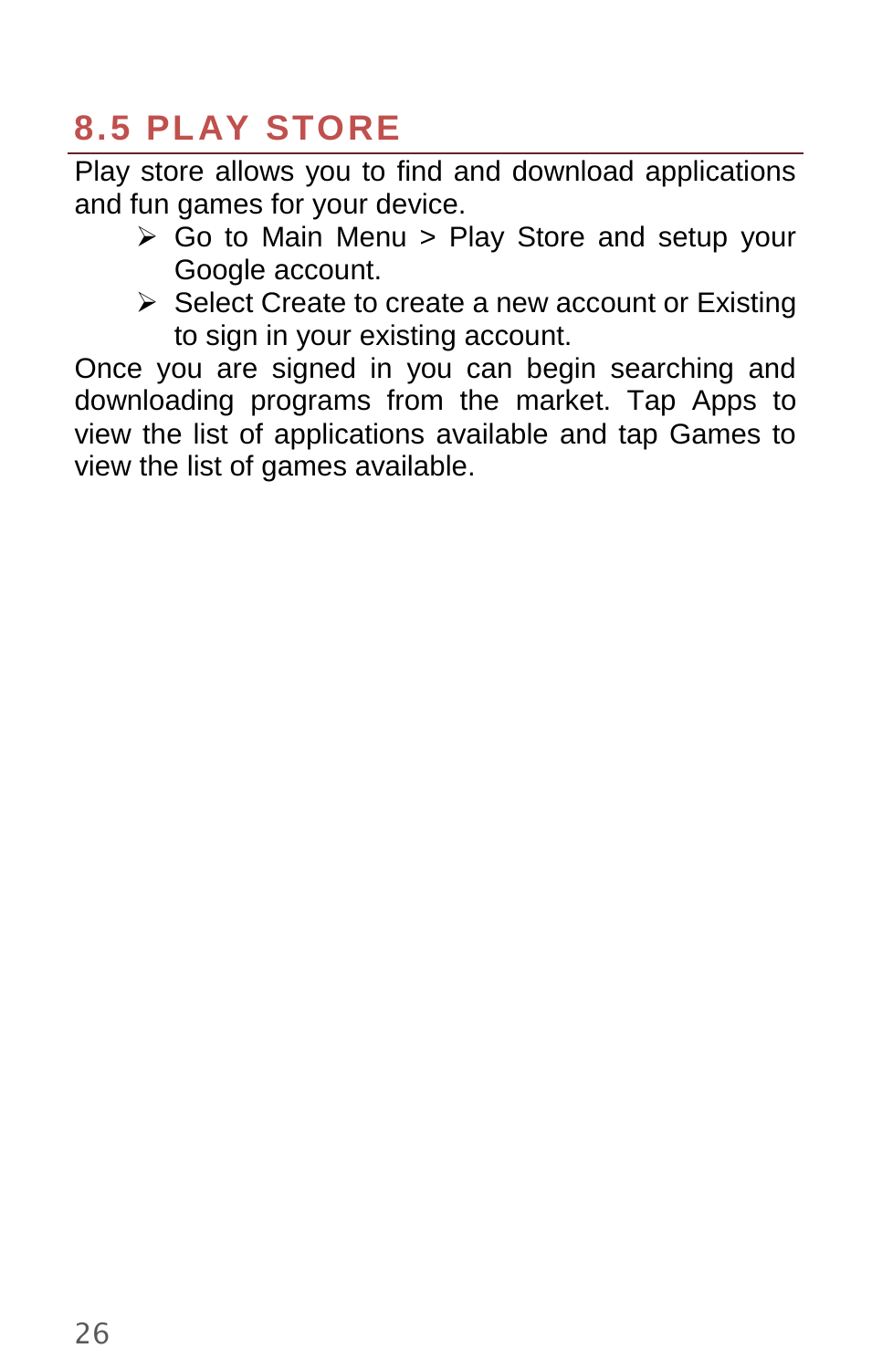## 8.5 PLAY STORE

Play store allows you to find and download applications and fun games for your device.

- Go to Main Menu > Play Store and setup your Google account.
- Select Create to create a new account or Existing to sign in your existing account.

Once you are signed in you can begin searching and downloading programs from the market. Tap Apps to view the list of applications available and tap Games to view the list of games available.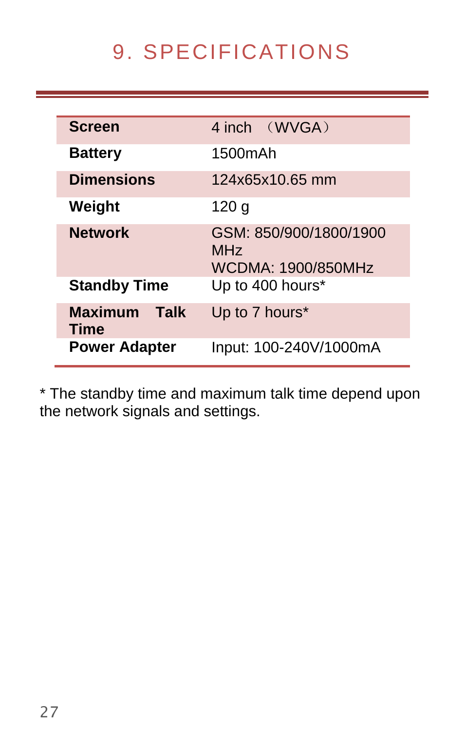# 9. SPECIFICATIONS

| | |
|---|---|
| **Screen** | 4 inch （WVGA） |
| **Battery** | 1500mAh |
| **Dimensions** | 124x65x10.65 mm |
| **Weight** | 120 g |
| **Network** | GSM: 850/900/1800/1900 MHz<br>WCDMA: 1900/850MHz |
| **Standby Time** | Up to 400 hours* |
| **Maximum Talk Time** | Up to 7 hours* |
| **Power Adapter** | Input: 100-240V/1000mA |

* The standby time and maximum talk time depend upon the network signals and settings.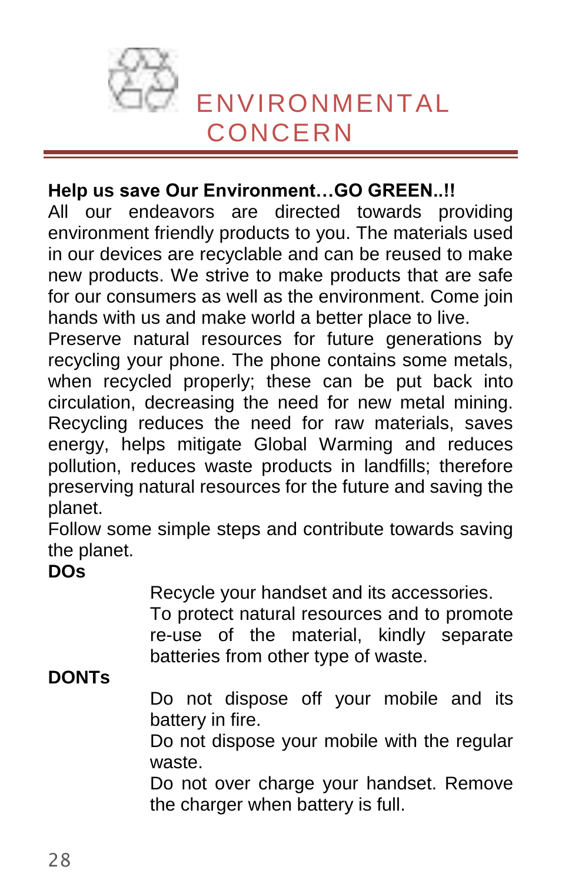# ENVIRONMENTAL CONCERN

**Help us save Our Environment…GO GREEN..!!**

All our endeavors are directed towards providing environment friendly products to you. The materials used in our devices are recyclable and can be reused to make new products. We strive to make products that are safe for our consumers as well as the environment. Come join hands with us and make world a better place to live.

Preserve natural resources for future generations by recycling your phone. The phone contains some metals, when recycled properly; these can be put back into circulation, decreasing the need for new metal mining. Recycling reduces the need for raw materials, saves energy, helps mitigate Global Warming and reduces pollution, reduces waste products in landfills; therefore preserving natural resources for the future and saving the planet.

Follow some simple steps and contribute towards saving the planet.

**DOs**

- Recycle your handset and its accessories.
- To protect natural resources and to promote re-use of the material, kindly separate batteries from other type of waste.

**DONTs**

- Do not dispose off your mobile and its battery in fire.
- Do not dispose your mobile with the regular waste.
- Do not over charge your handset. Remove the charger when battery is full.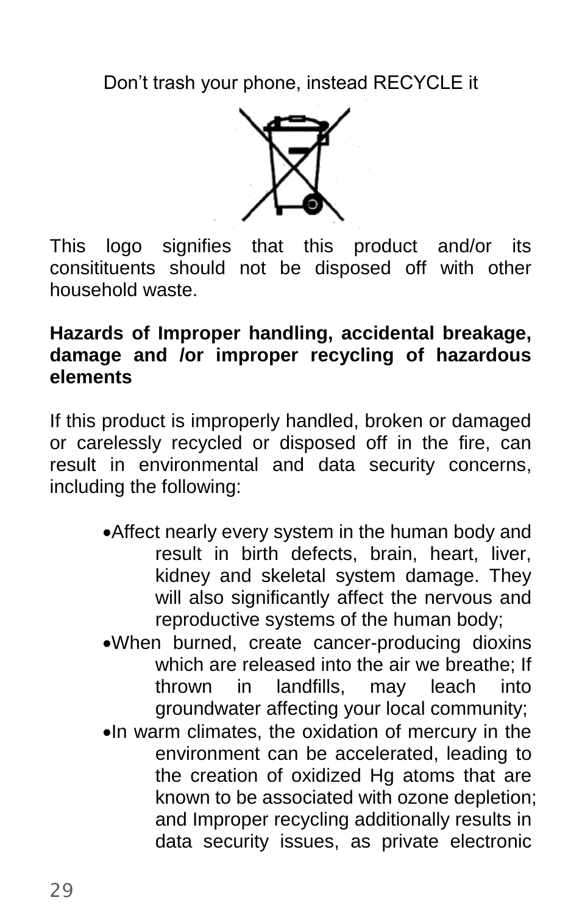Don't trash your phone, instead RECYCLE it

This logo signifies that this product and/or its consitituents should not be disposed off with other household waste.

**Hazards of Improper handling, accidental breakage, damage and /or improper recycling of hazardous elements**

If this product is improperly handled, broken or damaged or carelessly recycled or disposed off in the fire, can result in environmental and data security concerns, including the following:

- Affect nearly every system in the human body and result in birth defects, brain, heart, liver, kidney and skeletal system damage. They will also significantly affect the nervous and reproductive systems of the human body;
- When burned, create cancer-producing dioxins which are released into the air we breathe; If thrown in landfills, may leach into groundwater affecting your local community;
- In warm climates, the oxidation of mercury in the environment can be accelerated, leading to the creation of oxidized Hg atoms that are known to be associated with ozone depletion; and Improper recycling additionally results in data security issues, as private electronic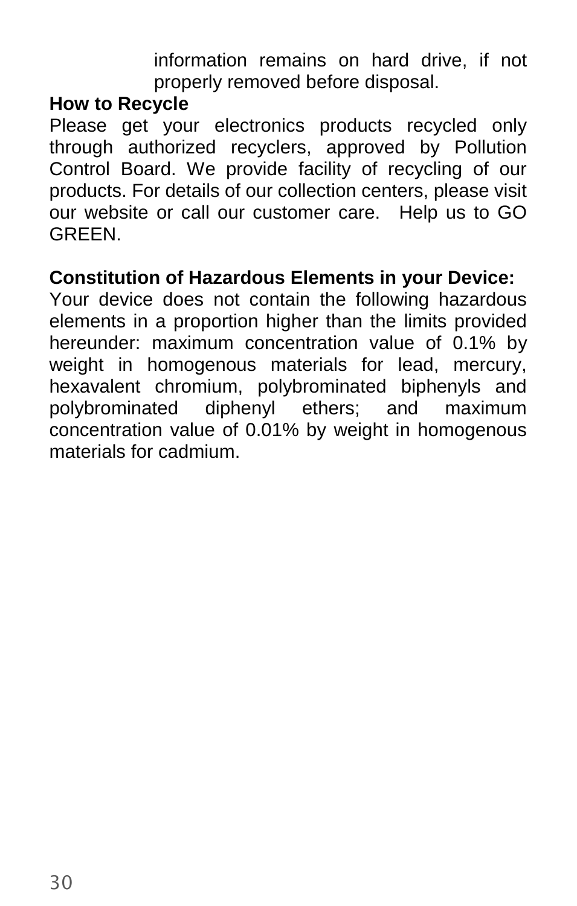information remains on hard drive, if not properly removed before disposal.

**How to Recycle**

Please get your electronics products recycled only through authorized recyclers, approved by Pollution Control Board. We provide facility of recycling of our products. For details of our collection centers, please visit our website or call our customer care. Help us to GO GREEN.

**Constitution of Hazardous Elements in your Device:**

Your device does not contain the following hazardous elements in a proportion higher than the limits provided hereunder: maximum concentration value of 0.1% by weight in homogenous materials for lead, mercury, hexavalent chromium, polybrominated biphenyls and polybrominated diphenyl ethers; and maximum concentration value of 0.01% by weight in homogenous materials for cadmium.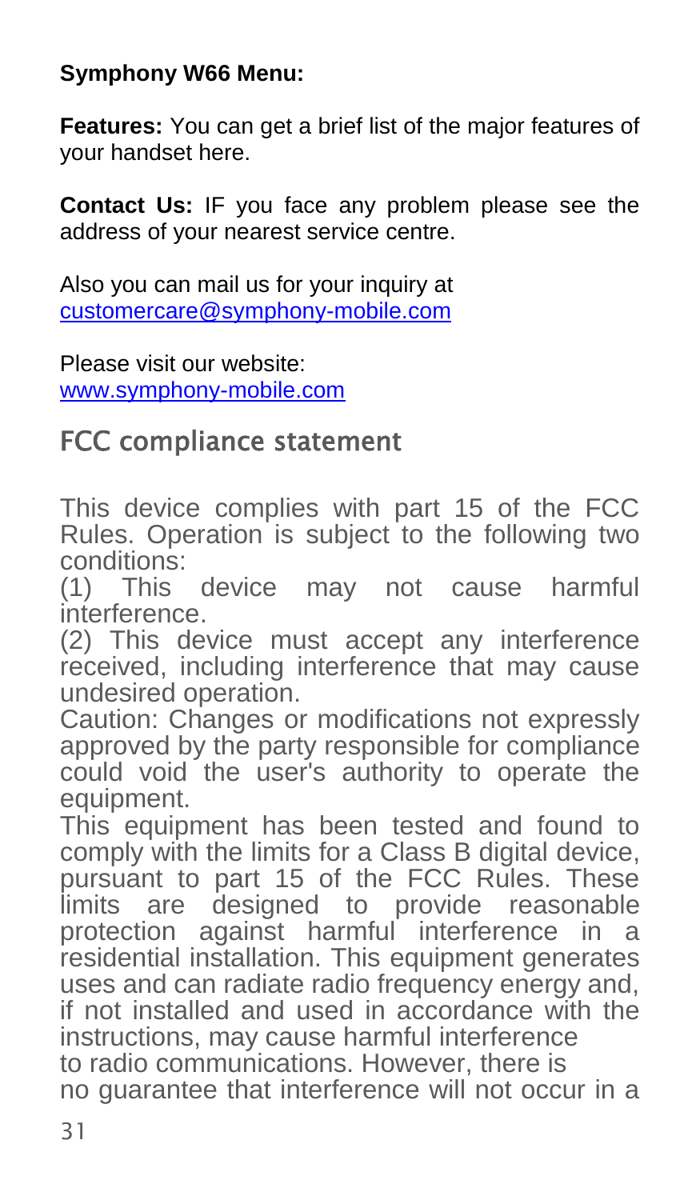**Symphony W66 Menu:**

**Features:** You can get a brief list of the major features of your handset here.

**Contact Us:** IF you face any problem please see the address of your nearest service centre.

Also you can mail us for your inquiry at customercare@symphony-mobile.com

Please visit our website:
www.symphony-mobile.com

## FCC compliance statement

This device complies with part 15 of the FCC Rules. Operation is subject to the following two conditions:

(1) This device may not cause harmful interference.

(2) This device must accept any interference received, including interference that may cause undesired operation.

Caution: Changes or modifications not expressly approved by the party responsible for compliance could void the user's authority to operate the equipment.

This equipment has been tested and found to comply with the limits for a Class B digital device, pursuant to part 15 of the FCC Rules. These limits are designed to provide reasonable protection against harmful interference in a residential installation. This equipment generates uses and can radiate radio frequency energy and, if not installed and used in accordance with the instructions, may cause harmful interference to radio communications. However, there is no guarantee that interference will not occur in a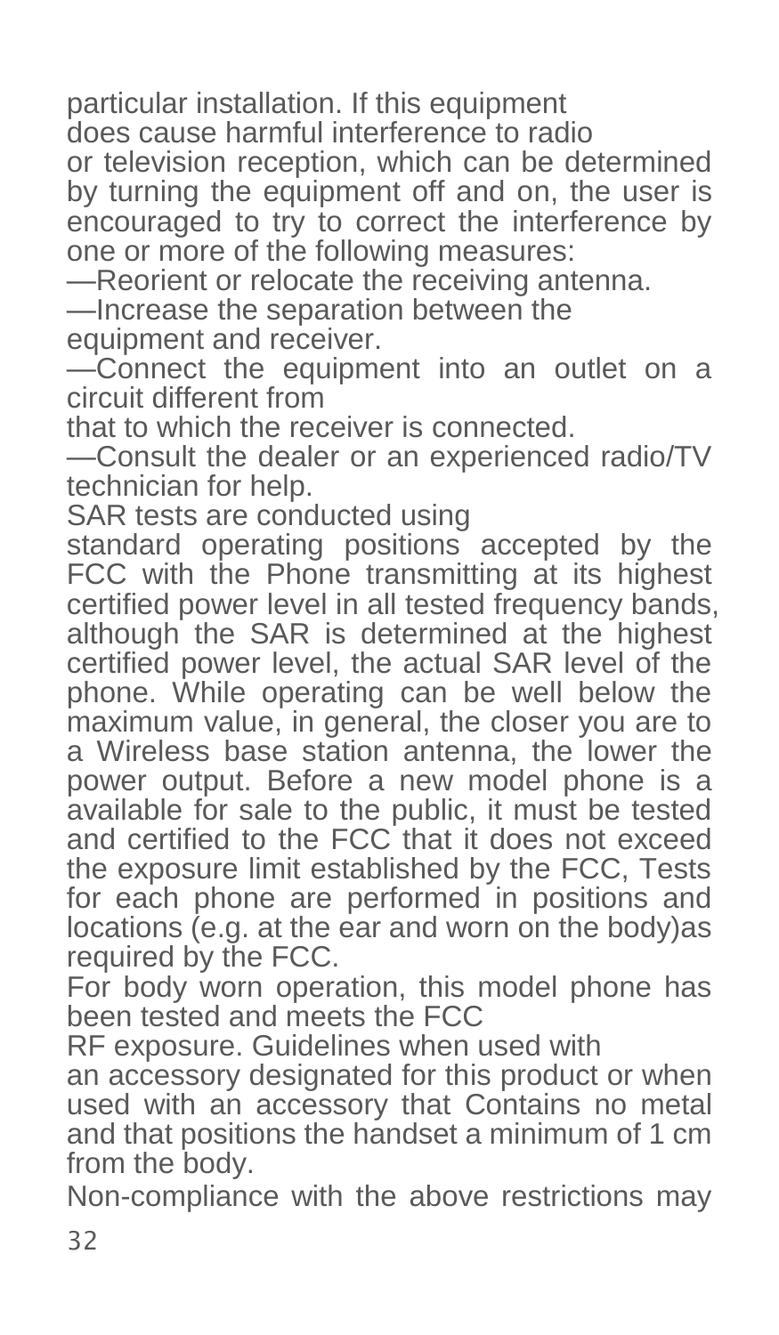particular installation. If this equipment does cause harmful interference to radio or television reception, which can be determined by turning the equipment off and on, the user is encouraged to try to correct the interference by one or more of the following measures:

—Reorient or relocate the receiving antenna.

—Increase the separation between the equipment and receiver.

—Connect the equipment into an outlet on a circuit different from that to which the receiver is connected.

—Consult the dealer or an experienced radio/TV technician for help.

SAR tests are conducted using standard operating positions accepted by the FCC with the Phone transmitting at its highest certified power level in all tested frequency bands, although the SAR is determined at the highest certified power level, the actual SAR level of the phone. While operating can be well below the maximum value, in general, the closer you are to a Wireless base station antenna, the lower the power output. Before a new model phone is a available for sale to the public, it must be tested and certified to the FCC that it does not exceed the exposure limit established by the FCC, Tests for each phone are performed in positions and locations (e.g. at the ear and worn on the body)as required by the FCC.

For body worn operation, this model phone has been tested and meets the FCC RF exposure. Guidelines when used with an accessory designated for this product or when used with an accessory that Contains no metal and that positions the handset a minimum of 1 cm from the body.

Non-compliance with the above restrictions may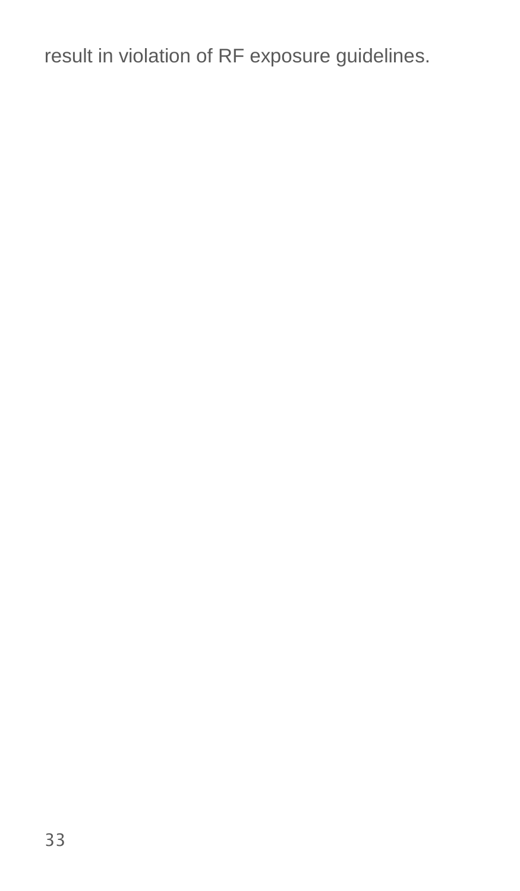result in violation of RF exposure guidelines.